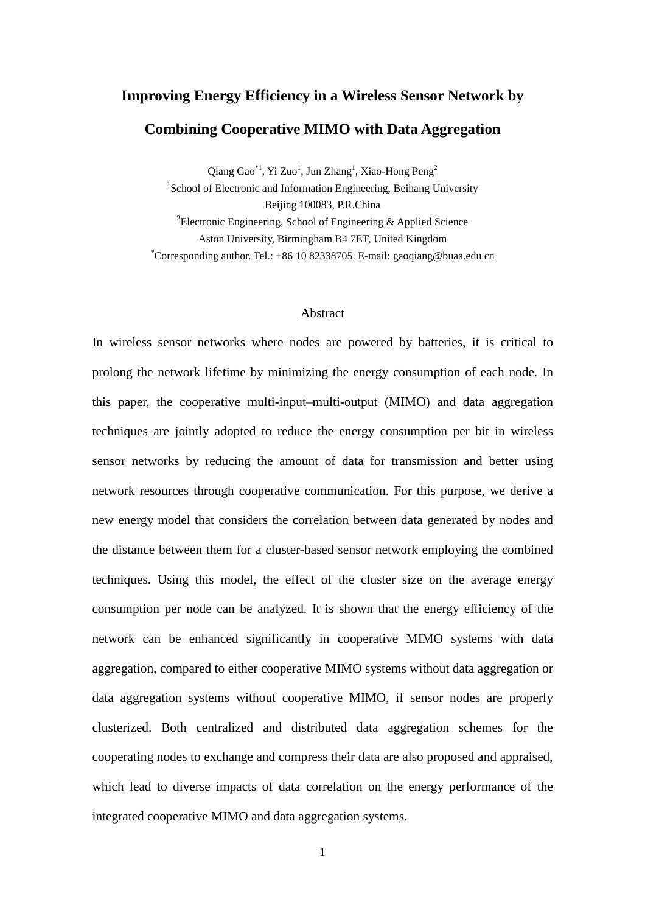# Improving Energy Efficiency in a Wireless Sensor Network by Combining Cooperative MIMO with Data Aggregation

Qiang Gao[*1], Yi Zuo[1], Jun Zhang[1], Xiao-Hong Peng[2]

[1]School of Electronic and Information Engineering, Beihang University
Beijing 100083, P.R.China

[2]Electronic Engineering, School of Engineering & Applied Science
Aston University, Birmingham B4 7ET, United Kingdom

[*]Corresponding author. Tel.: +86 10 82338705. E-mail: gaoqiang@buaa.edu.cn

## Abstract

In wireless sensor networks where nodes are powered by batteries, it is critical to prolong the network lifetime by minimizing the energy consumption of each node. In this paper, the cooperative multi-input–multi-output (MIMO) and data aggregation techniques are jointly adopted to reduce the energy consumption per bit in wireless sensor networks by reducing the amount of data for transmission and better using network resources through cooperative communication. For this purpose, we derive a new energy model that considers the correlation between data generated by nodes and the distance between them for a cluster-based sensor network employing the combined techniques. Using this model, the effect of the cluster size on the average energy consumption per node can be analyzed. It is shown that the energy efficiency of the network can be enhanced significantly in cooperative MIMO systems with data aggregation, compared to either cooperative MIMO systems without data aggregation or data aggregation systems without cooperative MIMO, if sensor nodes are properly clusterized. Both centralized and distributed data aggregation schemes for the cooperating nodes to exchange and compress their data are also proposed and appraised, which lead to diverse impacts of data correlation on the energy performance of the integrated cooperative MIMO and data aggregation systems.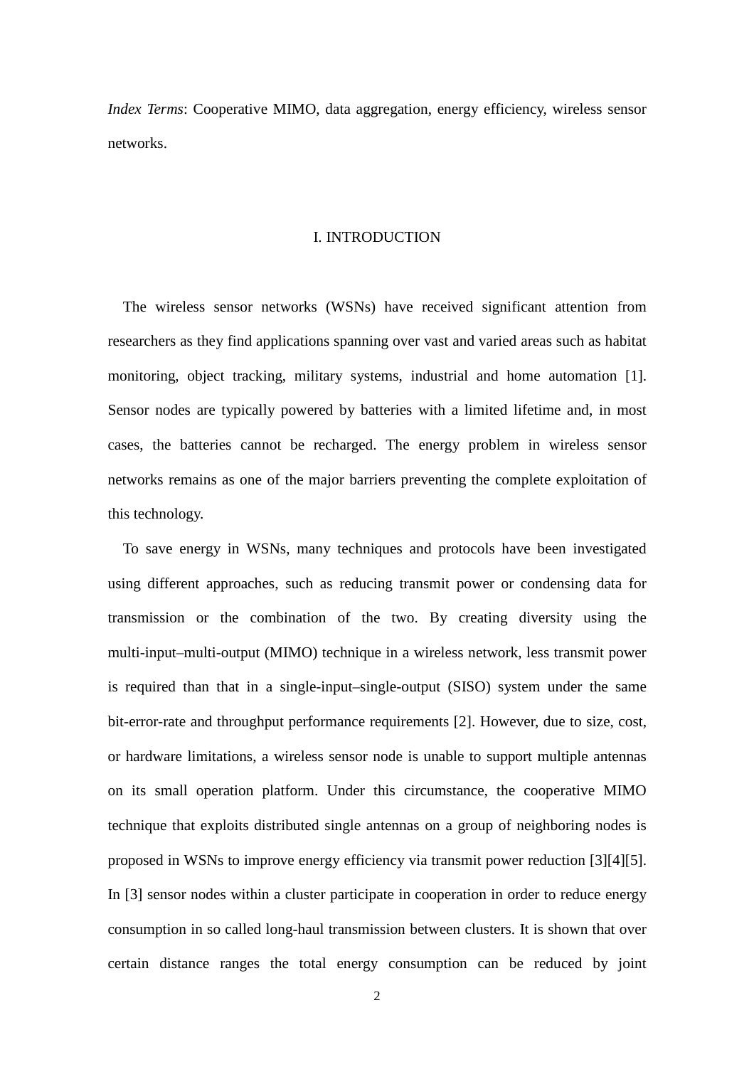*Index Terms*: Cooperative MIMO, data aggregation, energy efficiency, wireless sensor networks.

## I. INTRODUCTION

The wireless sensor networks (WSNs) have received significant attention from researchers as they find applications spanning over vast and varied areas such as habitat monitoring, object tracking, military systems, industrial and home automation [1]. Sensor nodes are typically powered by batteries with a limited lifetime and, in most cases, the batteries cannot be recharged. The energy problem in wireless sensor networks remains as one of the major barriers preventing the complete exploitation of this technology.

To save energy in WSNs, many techniques and protocols have been investigated using different approaches, such as reducing transmit power or condensing data for transmission or the combination of the two. By creating diversity using the multi-input–multi-output (MIMO) technique in a wireless network, less transmit power is required than that in a single-input–single-output (SISO) system under the same bit-error-rate and throughput performance requirements [2]. However, due to size, cost, or hardware limitations, a wireless sensor node is unable to support multiple antennas on its small operation platform. Under this circumstance, the cooperative MIMO technique that exploits distributed single antennas on a group of neighboring nodes is proposed in WSNs to improve energy efficiency via transmit power reduction [3][4][5]. In [3] sensor nodes within a cluster participate in cooperation in order to reduce energy consumption in so called long-haul transmission between clusters. It is shown that over certain distance ranges the total energy consumption can be reduced by joint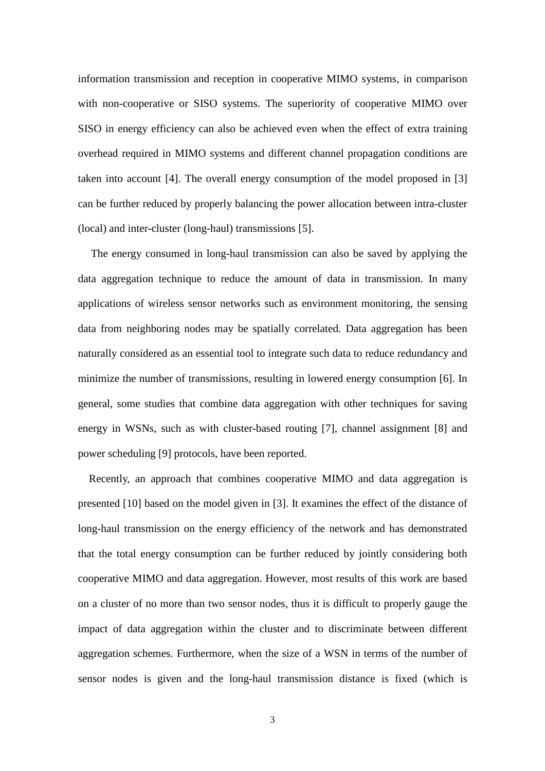information transmission and reception in cooperative MIMO systems, in comparison with non-cooperative or SISO systems. The superiority of cooperative MIMO over SISO in energy efficiency can also be achieved even when the effect of extra training overhead required in MIMO systems and different channel propagation conditions are taken into account [4]. The overall energy consumption of the model proposed in [3] can be further reduced by properly balancing the power allocation between intra-cluster (local) and inter-cluster (long-haul) transmissions [5].

The energy consumed in long-haul transmission can also be saved by applying the data aggregation technique to reduce the amount of data in transmission. In many applications of wireless sensor networks such as environment monitoring, the sensing data from neighboring nodes may be spatially correlated. Data aggregation has been naturally considered as an essential tool to integrate such data to reduce redundancy and minimize the number of transmissions, resulting in lowered energy consumption [6]. In general, some studies that combine data aggregation with other techniques for saving energy in WSNs, such as with cluster-based routing [7], channel assignment [8] and power scheduling [9] protocols, have been reported.

Recently, an approach that combines cooperative MIMO and data aggregation is presented [10] based on the model given in [3]. It examines the effect of the distance of long-haul transmission on the energy efficiency of the network and has demonstrated that the total energy consumption can be further reduced by jointly considering both cooperative MIMO and data aggregation. However, most results of this work are based on a cluster of no more than two sensor nodes, thus it is difficult to properly gauge the impact of data aggregation within the cluster and to discriminate between different aggregation schemes. Furthermore, when the size of a WSN in terms of the number of sensor nodes is given and the long-haul transmission distance is fixed (which is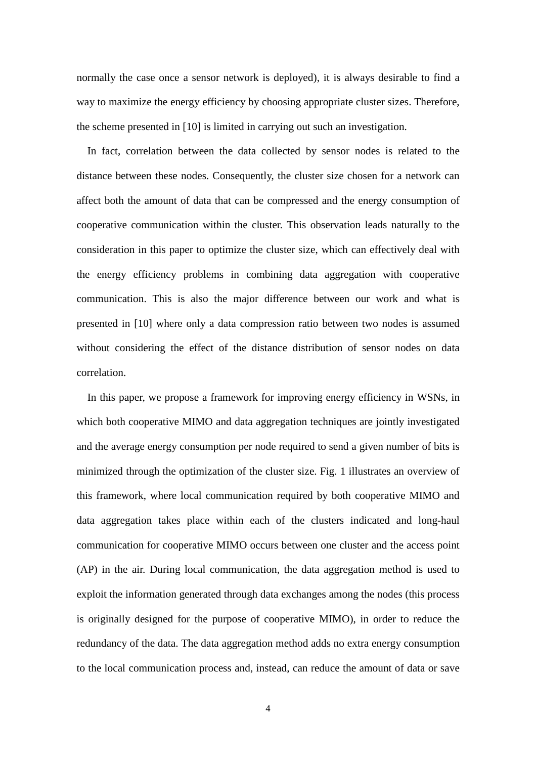normally the case once a sensor network is deployed), it is always desirable to find a way to maximize the energy efficiency by choosing appropriate cluster sizes. Therefore, the scheme presented in [10] is limited in carrying out such an investigation.

In fact, correlation between the data collected by sensor nodes is related to the distance between these nodes. Consequently, the cluster size chosen for a network can affect both the amount of data that can be compressed and the energy consumption of cooperative communication within the cluster. This observation leads naturally to the consideration in this paper to optimize the cluster size, which can effectively deal with the energy efficiency problems in combining data aggregation with cooperative communication. This is also the major difference between our work and what is presented in [10] where only a data compression ratio between two nodes is assumed without considering the effect of the distance distribution of sensor nodes on data correlation.

In this paper, we propose a framework for improving energy efficiency in WSNs, in which both cooperative MIMO and data aggregation techniques are jointly investigated and the average energy consumption per node required to send a given number of bits is minimized through the optimization of the cluster size. Fig. 1 illustrates an overview of this framework, where local communication required by both cooperative MIMO and data aggregation takes place within each of the clusters indicated and long-haul communication for cooperative MIMO occurs between one cluster and the access point (AP) in the air. During local communication, the data aggregation method is used to exploit the information generated through data exchanges among the nodes (this process is originally designed for the purpose of cooperative MIMO), in order to reduce the redundancy of the data. The data aggregation method adds no extra energy consumption to the local communication process and, instead, can reduce the amount of data or save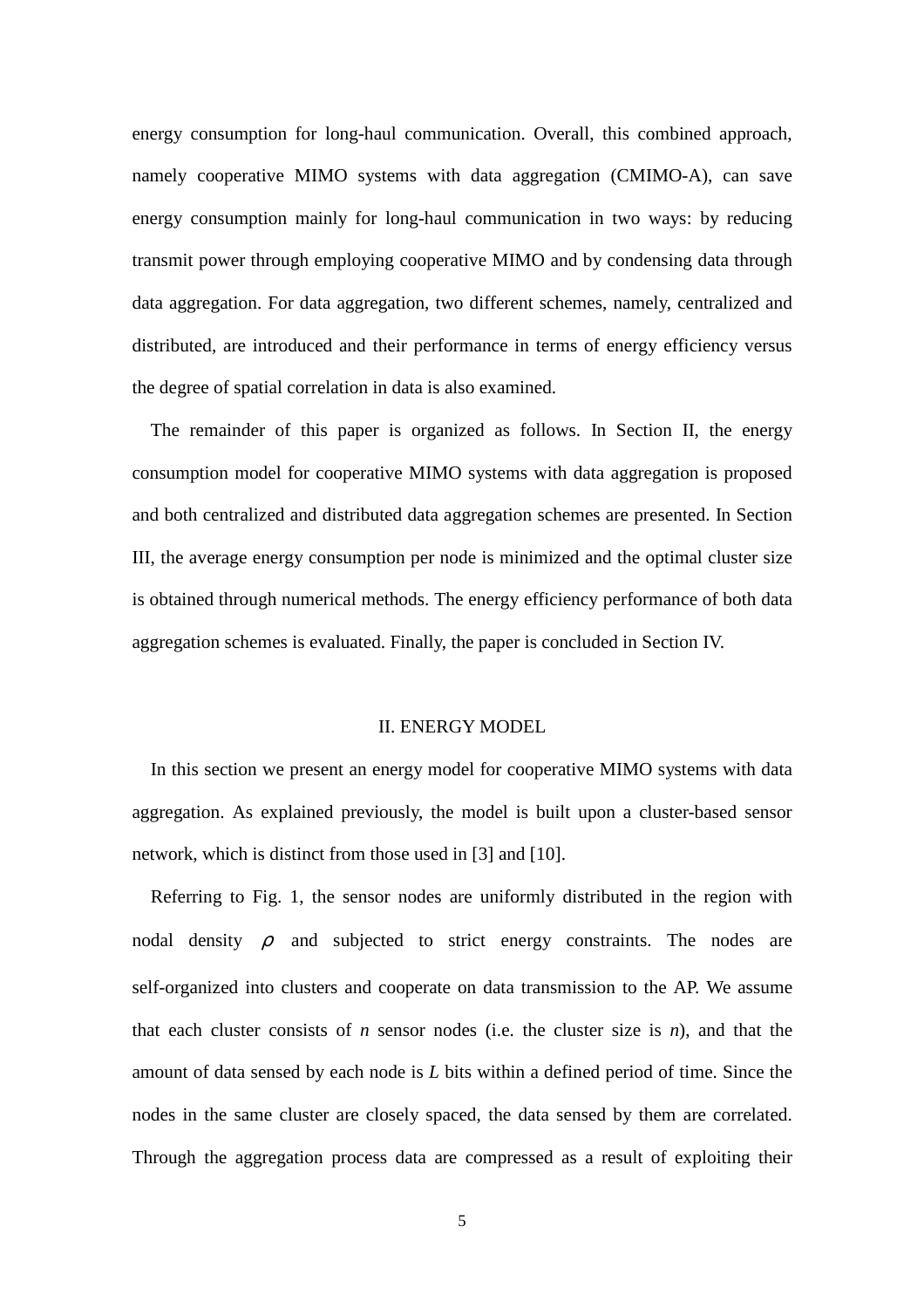energy consumption for long-haul communication. Overall, this combined approach, namely cooperative MIMO systems with data aggregation (CMIMO-A), can save energy consumption mainly for long-haul communication in two ways: by reducing transmit power through employing cooperative MIMO and by condensing data through data aggregation. For data aggregation, two different schemes, namely, centralized and distributed, are introduced and their performance in terms of energy efficiency versus the degree of spatial correlation in data is also examined.

The remainder of this paper is organized as follows. In Section II, the energy consumption model for cooperative MIMO systems with data aggregation is proposed and both centralized and distributed data aggregation schemes are presented. In Section III, the average energy consumption per node is minimized and the optimal cluster size is obtained through numerical methods. The energy efficiency performance of both data aggregation schemes is evaluated. Finally, the paper is concluded in Section IV.

## II. ENERGY MODEL

In this section we present an energy model for cooperative MIMO systems with data aggregation. As explained previously, the model is built upon a cluster-based sensor network, which is distinct from those used in [3] and [10].

Referring to Fig. 1, the sensor nodes are uniformly distributed in the region with nodal density $\rho$ and subjected to strict energy constraints. The nodes are self-organized into clusters and cooperate on data transmission to the AP. We assume that each cluster consists of $n$ sensor nodes (i.e. the cluster size is $n$), and that the amount of data sensed by each node is $L$ bits within a defined period of time. Since the nodes in the same cluster are closely spaced, the data sensed by them are correlated. Through the aggregation process data are compressed as a result of exploiting their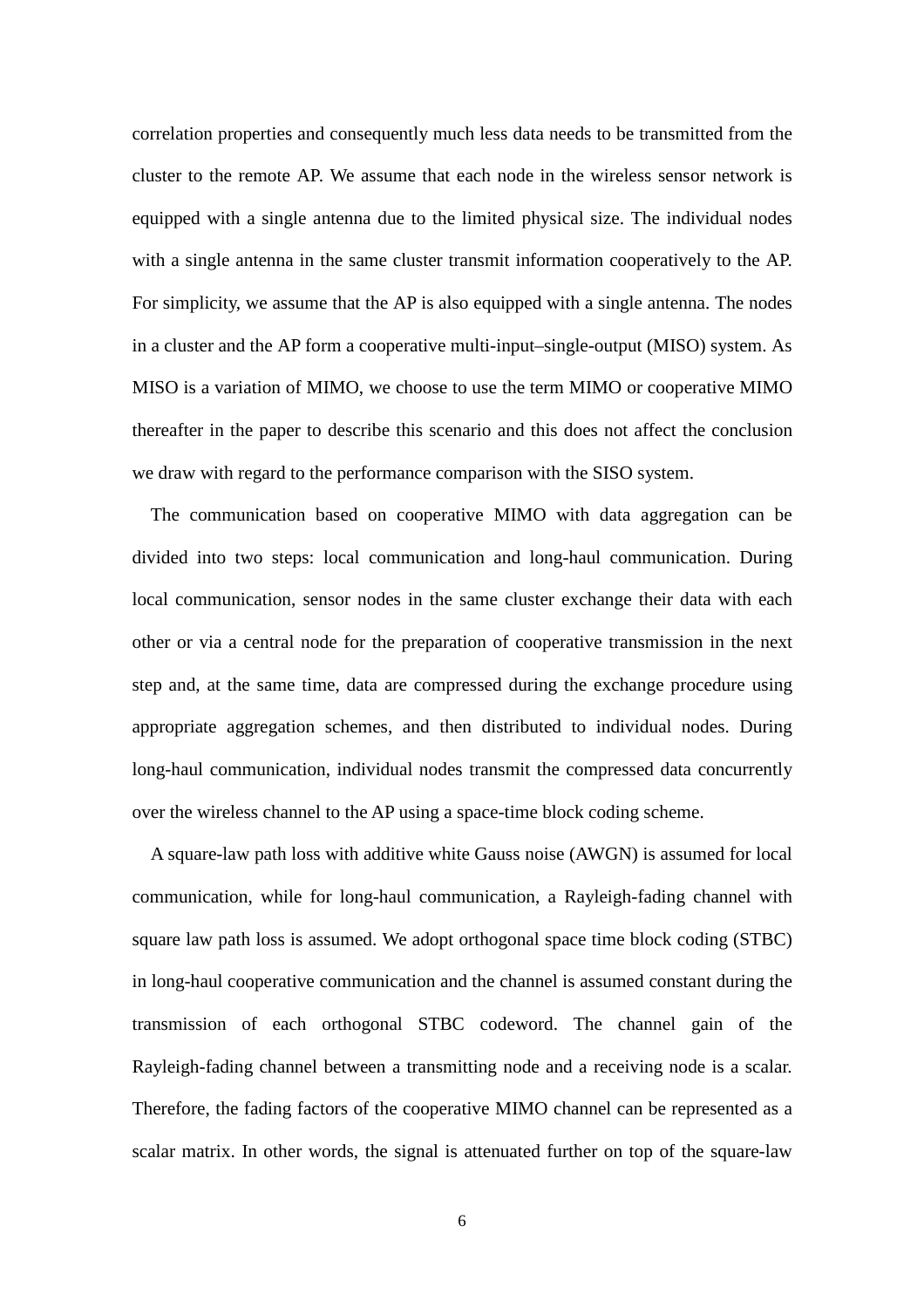correlation properties and consequently much less data needs to be transmitted from the cluster to the remote AP. We assume that each node in the wireless sensor network is equipped with a single antenna due to the limited physical size. The individual nodes with a single antenna in the same cluster transmit information cooperatively to the AP. For simplicity, we assume that the AP is also equipped with a single antenna. The nodes in a cluster and the AP form a cooperative multi-input–single-output (MISO) system. As MISO is a variation of MIMO, we choose to use the term MIMO or cooperative MIMO thereafter in the paper to describe this scenario and this does not affect the conclusion we draw with regard to the performance comparison with the SISO system.

The communication based on cooperative MIMO with data aggregation can be divided into two steps: local communication and long-haul communication. During local communication, sensor nodes in the same cluster exchange their data with each other or via a central node for the preparation of cooperative transmission in the next step and, at the same time, data are compressed during the exchange procedure using appropriate aggregation schemes, and then distributed to individual nodes. During long-haul communication, individual nodes transmit the compressed data concurrently over the wireless channel to the AP using a space-time block coding scheme.

A square-law path loss with additive white Gauss noise (AWGN) is assumed for local communication, while for long-haul communication, a Rayleigh-fading channel with square law path loss is assumed. We adopt orthogonal space time block coding (STBC) in long-haul cooperative communication and the channel is assumed constant during the transmission of each orthogonal STBC codeword. The channel gain of the Rayleigh-fading channel between a transmitting node and a receiving node is a scalar. Therefore, the fading factors of the cooperative MIMO channel can be represented as a scalar matrix. In other words, the signal is attenuated further on top of the square-law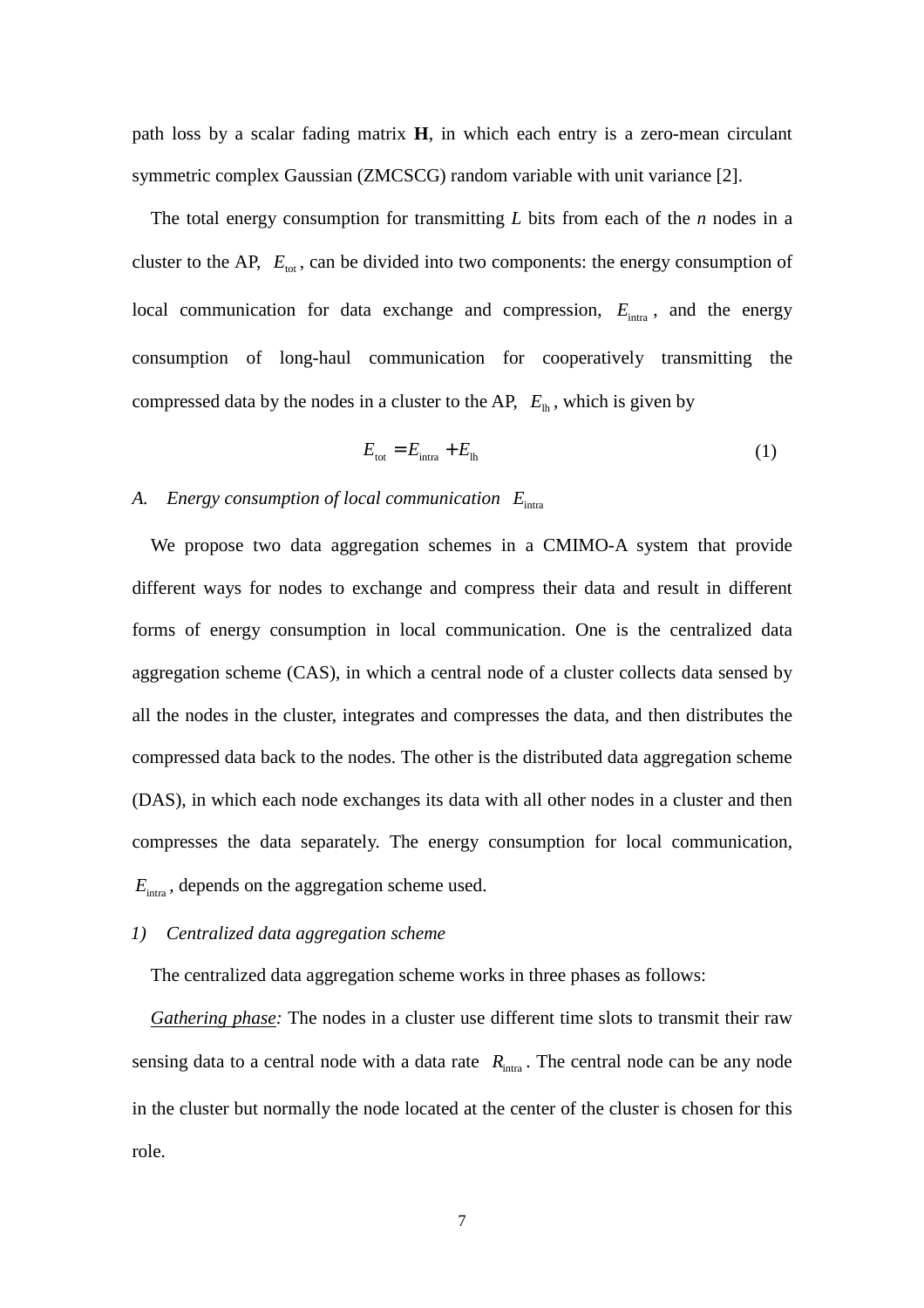path loss by a scalar fading matrix **H**, in which each entry is a zero-mean circulant symmetric complex Gaussian (ZMCSCG) random variable with unit variance [2].

The total energy consumption for transmitting $L$ bits from each of the $n$ nodes in a cluster to the AP, $E_{\text{tot}}$, can be divided into two components: the energy consumption of local communication for data exchange and compression, $E_{\text{intra}}$, and the energy consumption of long-haul communication for cooperatively transmitting the compressed data by the nodes in a cluster to the AP, $E_{\text{lh}}$, which is given by

$$E_{\text{tot}} = E_{\text{intra}} + E_{\text{lh}} \tag{1}$$

### *A. Energy consumption of local communication $E_{\text{intra}}$*

We propose two data aggregation schemes in a CMIMO-A system that provide different ways for nodes to exchange and compress their data and result in different forms of energy consumption in local communication. One is the centralized data aggregation scheme (CAS), in which a central node of a cluster collects data sensed by all the nodes in the cluster, integrates and compresses the data, and then distributes the compressed data back to the nodes. The other is the distributed data aggregation scheme (DAS), in which each node exchanges its data with all other nodes in a cluster and then compresses the data separately. The energy consumption for local communication, $E_{\text{intra}}$, depends on the aggregation scheme used.

#### *1) Centralized data aggregation scheme*

The centralized data aggregation scheme works in three phases as follows:

*Gathering phase:* The nodes in a cluster use different time slots to transmit their raw sensing data to a central node with a data rate $R_{\text{intra}}$. The central node can be any node in the cluster but normally the node located at the center of the cluster is chosen for this role.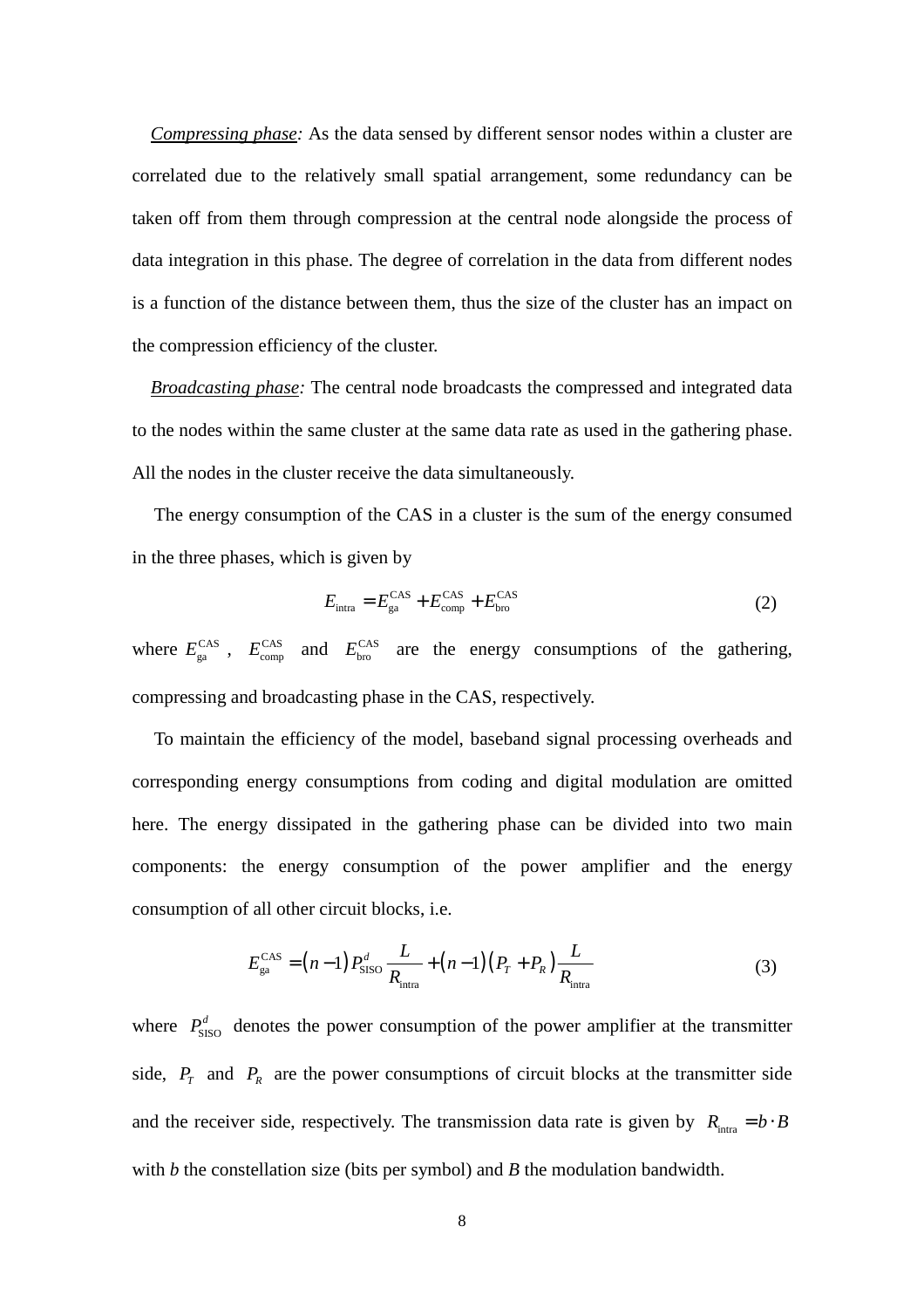*Compressing phase:* As the data sensed by different sensor nodes within a cluster are correlated due to the relatively small spatial arrangement, some redundancy can be taken off from them through compression at the central node alongside the process of data integration in this phase. The degree of correlation in the data from different nodes is a function of the distance between them, thus the size of the cluster has an impact on the compression efficiency of the cluster.

*Broadcasting phase:* The central node broadcasts the compressed and integrated data to the nodes within the same cluster at the same data rate as used in the gathering phase. All the nodes in the cluster receive the data simultaneously.

The energy consumption of the CAS in a cluster is the sum of the energy consumed in the three phases, which is given by

$$E_{\text{intra}} = E_{\text{ga}}^{\text{CAS}} + E_{\text{comp}}^{\text{CAS}} + E_{\text{bro}}^{\text{CAS}} \tag{2}$$

where $E_{\text{ga}}^{\text{CAS}}$, $E_{\text{comp}}^{\text{CAS}}$ and $E_{\text{bro}}^{\text{CAS}}$ are the energy consumptions of the gathering, compressing and broadcasting phase in the CAS, respectively.

To maintain the efficiency of the model, baseband signal processing overheads and corresponding energy consumptions from coding and digital modulation are omitted here. The energy dissipated in the gathering phase can be divided into two main components: the energy consumption of the power amplifier and the energy consumption of all other circuit blocks, i.e.

$$E_{\text{ga}}^{\text{CAS}} = (n-1) P_{\text{SISO}}^{d} \frac{L}{R_{\text{intra}}} + (n-1)(P_T + P_R) \frac{L}{R_{\text{intra}}} \tag{3}$$

where $P_{\text{SISO}}^{d}$ denotes the power consumption of the power amplifier at the transmitter side, $P_T$ and $P_R$ are the power consumptions of circuit blocks at the transmitter side and the receiver side, respectively. The transmission data rate is given by $R_{\text{intra}} = b \cdot B$ with $b$ the constellation size (bits per symbol) and $B$ the modulation bandwidth.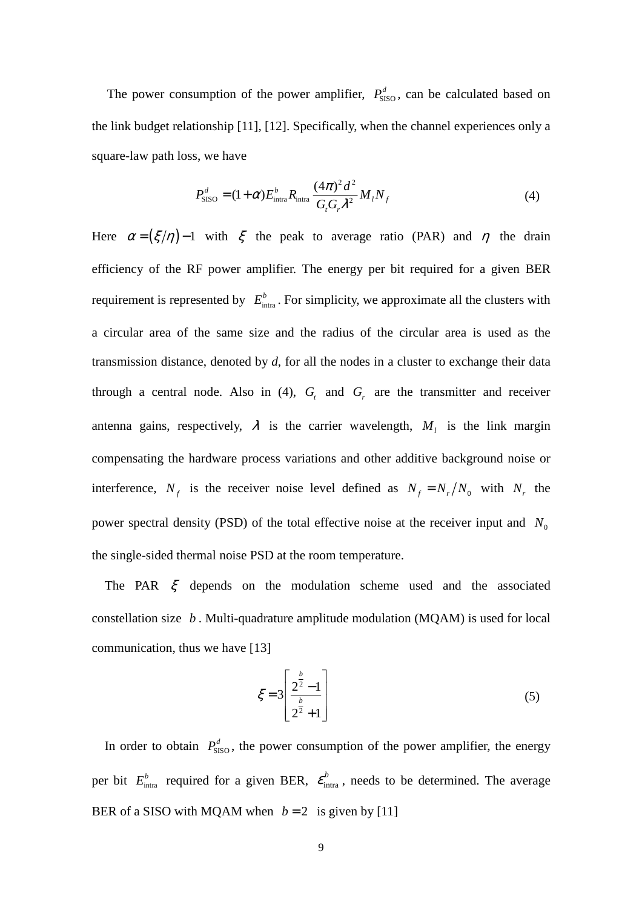The power consumption of the power amplifier, $P_{\text{SISO}}^{d}$, can be calculated based on the link budget relationship [11], [12]. Specifically, when the channel experiences only a square-law path loss, we have

$$P_{\text{SISO}}^{d} = (1+\alpha) E_{\text{intra}}^{b} R_{\text{intra}} \frac{(4\pi)^2 d^2}{G_t G_r \lambda^2} M_l N_f \tag{4}$$

Here $\alpha = (\xi/\eta) - 1$ with $\xi$ the peak to average ratio (PAR) and $\eta$ the drain efficiency of the RF power amplifier. The energy per bit required for a given BER requirement is represented by $E_{\text{intra}}^{b}$. For simplicity, we approximate all the clusters with a circular area of the same size and the radius of the circular area is used as the transmission distance, denoted by *d*, for all the nodes in a cluster to exchange their data through a central node. Also in (4), $G_t$ and $G_r$ are the transmitter and receiver antenna gains, respectively, $\lambda$ is the carrier wavelength, $M_l$ is the link margin compensating the hardware process variations and other additive background noise or interference, $N_f$ is the receiver noise level defined as $N_f = N_r / N_0$ with $N_r$ the power spectral density (PSD) of the total effective noise at the receiver input and $N_0$ the single-sided thermal noise PSD at the room temperature.

The PAR $\xi$ depends on the modulation scheme used and the associated constellation size $b$. Multi-quadrature amplitude modulation (MQAM) is used for local communication, thus we have [13]

$$\xi = 3\left[\frac{2^{\frac{b}{2}} - 1}{2^{\frac{b}{2}} + 1}\right] \tag{5}$$

In order to obtain $P_{\text{SISO}}^{d}$, the power consumption of the power amplifier, the energy per bit $E_{\text{intra}}^{b}$ required for a given BER, $\varepsilon_{\text{intra}}^{b}$, needs to be determined. The average BER of a SISO with MQAM when $b = 2$ is given by [11]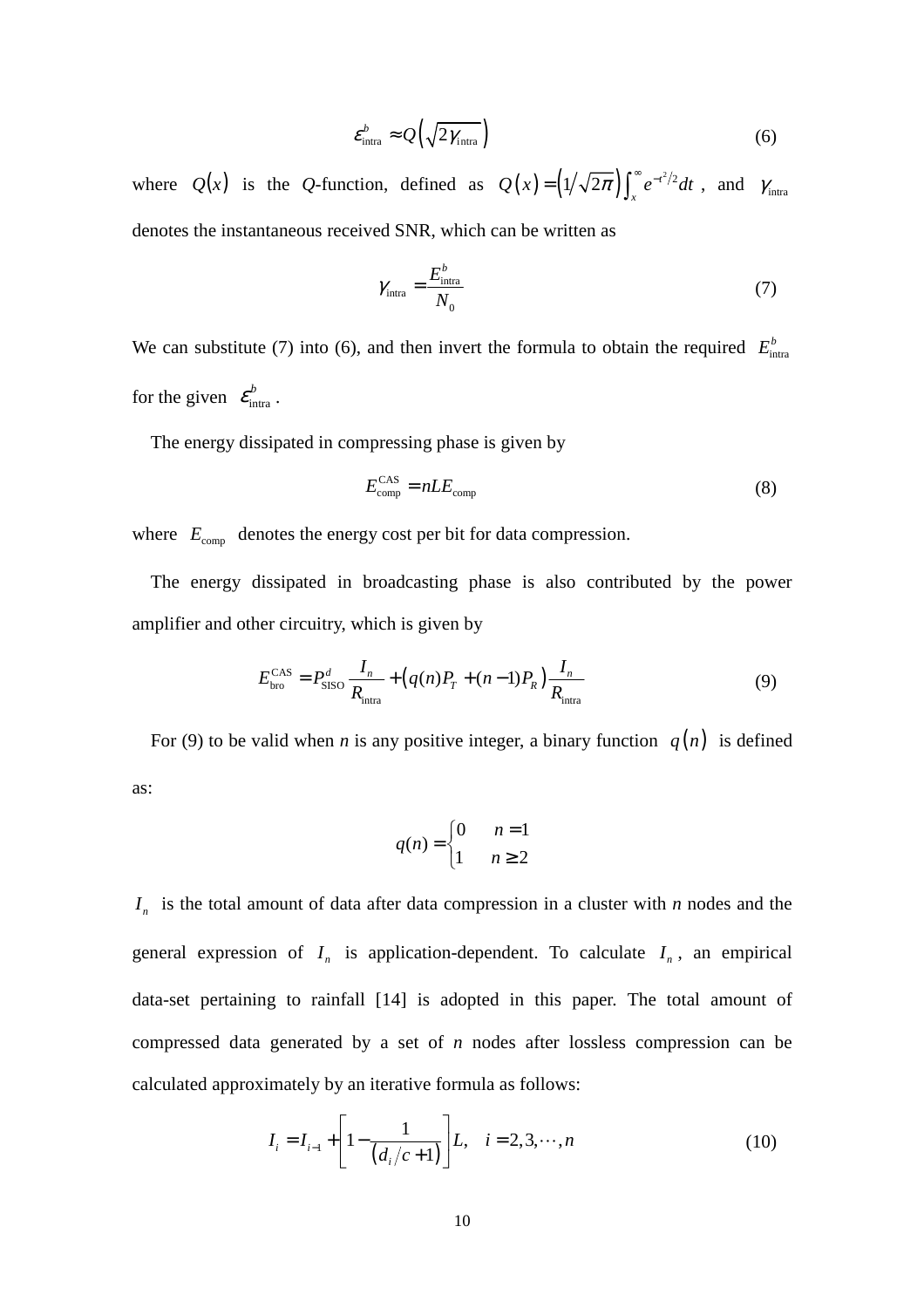$$\varepsilon_{\text{intra}}^{b} \approx Q\left(\sqrt{2\gamma_{\text{intra}}}\right) \tag{6}$$

where $Q(x)$ is the $Q$-function, defined as $Q(x) = \left(1/\sqrt{2\pi}\right)\int_{x}^{\infty} e^{-t^2/2} dt$, and $\gamma_{\text{intra}}$ denotes the instantaneous received SNR, which can be written as

$$\gamma_{\text{intra}} = \frac{E_{\text{intra}}^{b}}{N_0} \tag{7}$$

We can substitute (7) into (6), and then invert the formula to obtain the required $E_{\text{intra}}^{b}$ for the given $\varepsilon_{\text{intra}}^{b}$.

The energy dissipated in compressing phase is given by

$$E_{\text{comp}}^{\text{CAS}} = nLE_{\text{comp}} \tag{8}$$

where $E_{\text{comp}}$ denotes the energy cost per bit for data compression.

The energy dissipated in broadcasting phase is also contributed by the power amplifier and other circuitry, which is given by

$$E_{\text{bro}}^{\text{CAS}} = P_{\text{SISO}}^{d} \frac{I_n}{R_{\text{intra}}} + \left(q(n)P_T + (n-1)P_R\right)\frac{I_n}{R_{\text{intra}}} \tag{9}$$

For (9) to be valid when *n* is any positive integer, a binary function $q(n)$ is defined as:

$$q(n) = \begin{cases} 0 & n = 1 \\ 1 & n \geq 2 \end{cases}$$

$I_n$ is the total amount of data after data compression in a cluster with *n* nodes and the general expression of $I_n$ is application-dependent. To calculate $I_n$, an empirical data-set pertaining to rainfall [14] is adopted in this paper. The total amount of compressed data generated by a set of *n* nodes after lossless compression can be calculated approximately by an iterative formula as follows:

$$I_i = I_{i-1} + \left[1 - \frac{1}{\left(d_i/c + 1\right)}\right]L, \quad i = 2, 3, \cdots, n \tag{10}$$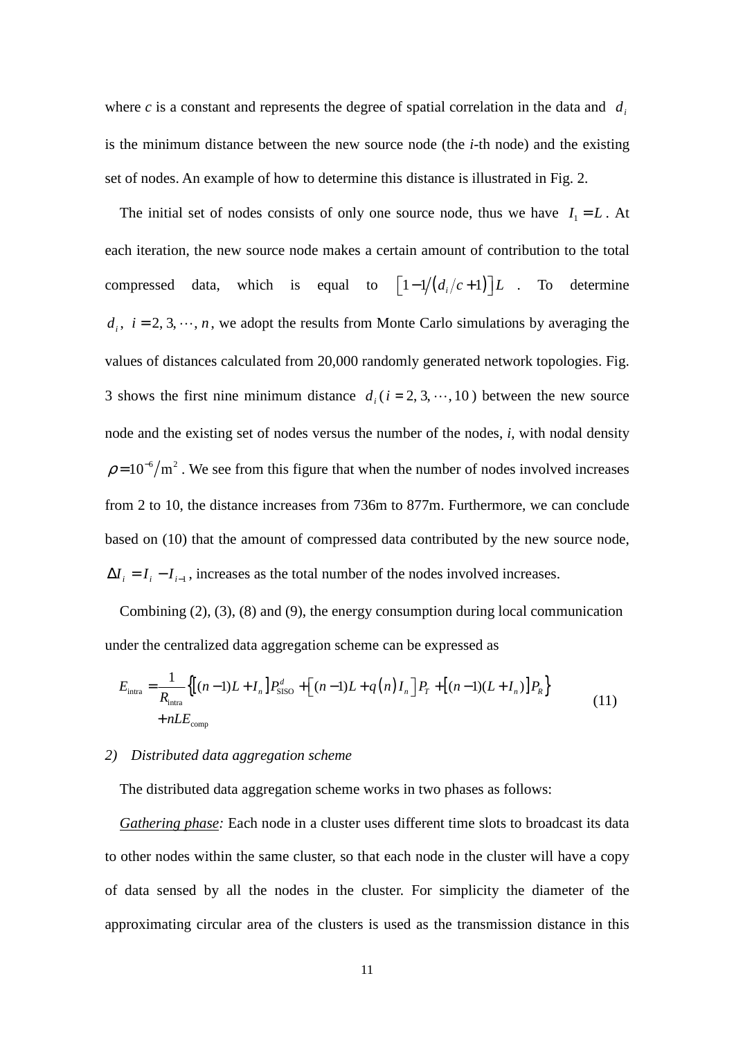where $c$ is a constant and represents the degree of spatial correlation in the data and $d_i$ is the minimum distance between the new source node (the $i$-th node) and the existing set of nodes. An example of how to determine this distance is illustrated in Fig. 2.

The initial set of nodes consists of only one source node, thus we have $I_1 = L$. At each iteration, the new source node makes a certain amount of contribution to the total compressed data, which is equal to $\left[1-1/\left(d_i/c+1\right)\right]L$. To determine $d_i$, $i = 2, 3, \cdots, n$, we adopt the results from Monte Carlo simulations by averaging the values of distances calculated from 20,000 randomly generated network topologies. Fig. 3 shows the first nine minimum distance $d_i$ ($i = 2, 3, \cdots, 10$) between the new source node and the existing set of nodes versus the number of the nodes, $i$, with nodal density $\rho = 10^{-6}/\mathrm{m}^2$. We see from this figure that when the number of nodes involved increases from 2 to 10, the distance increases from 736m to 877m. Furthermore, we can conclude based on (10) that the amount of compressed data contributed by the new source node, $\Delta I_i = I_i - I_{i-1}$, increases as the total number of the nodes involved increases.

Combining (2), (3), (8) and (9), the energy consumption during local communication under the centralized data aggregation scheme can be expressed as

$$E_{\text{intra}} = \frac{1}{R_{\text{intra}}}\left\{\left[(n-1)L + I_n\right]P_{\text{SISO}}^{d} + \left[(n-1)L + q\left(n\right)I_n\right]P_T + \left[(n-1)(L+I_n)\right]P_R\right\} + nLE_{\text{comp}} \tag{11}$$

*2) Distributed data aggregation scheme*

The distributed data aggregation scheme works in two phases as follows:

<u>*Gathering phase*</u>*:* Each node in a cluster uses different time slots to broadcast its data to other nodes within the same cluster, so that each node in the cluster will have a copy of data sensed by all the nodes in the cluster. For simplicity the diameter of the approximating circular area of the clusters is used as the transmission distance in this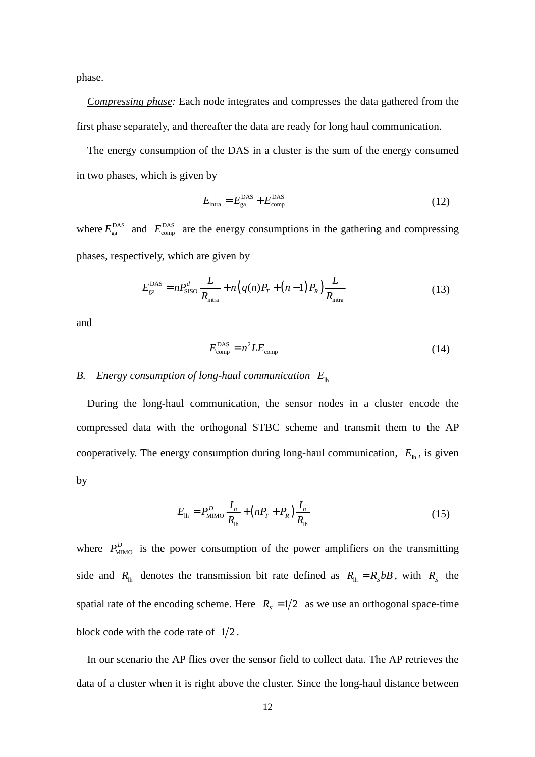phase.

*Compressing phase:* Each node integrates and compresses the data gathered from the first phase separately, and thereafter the data are ready for long haul communication.

The energy consumption of the DAS in a cluster is the sum of the energy consumed in two phases, which is given by

$$E_{\text{intra}} = E_{\text{ga}}^{\text{DAS}} + E_{\text{comp}}^{\text{DAS}} \tag{12}$$

where $E_{\text{ga}}^{\text{DAS}}$ and $E_{\text{comp}}^{\text{DAS}}$ are the energy consumptions in the gathering and compressing phases, respectively, which are given by

$$E_{\text{ga}}^{\text{DAS}} = nP_{\text{SISO}}^{d} \frac{L}{R_{\text{intra}}} + n\left(q(n)P_T + (n-1)P_R\right)\frac{L}{R_{\text{intra}}} \tag{13}$$

and

$$E_{\text{comp}}^{\text{DAS}} = n^2 L E_{\text{comp}} \tag{14}$$

### *B. Energy consumption of long-haul communication $E_{\text{lh}}$*

During the long-haul communication, the sensor nodes in a cluster encode the compressed data with the orthogonal STBC scheme and transmit them to the AP cooperatively. The energy consumption during long-haul communication, $E_{\text{lh}}$, is given by

$$E_{\text{lh}} = P_{\text{MIMO}}^{D} \frac{I_n}{R_{\text{lh}}} + \left(nP_T + P_R\right)\frac{I_n}{R_{\text{lh}}} \tag{15}$$

where $P_{\text{MIMO}}^{D}$ is the power consumption of the power amplifiers on the transmitting side and $R_{\text{lh}}$ denotes the transmission bit rate defined as $R_{\text{lh}} = R_S bB$, with $R_S$ the spatial rate of the encoding scheme. Here $R_S = 1/2$ as we use an orthogonal space-time block code with the code rate of $1/2$.

In our scenario the AP flies over the sensor field to collect data. The AP retrieves the data of a cluster when it is right above the cluster. Since the long-haul distance between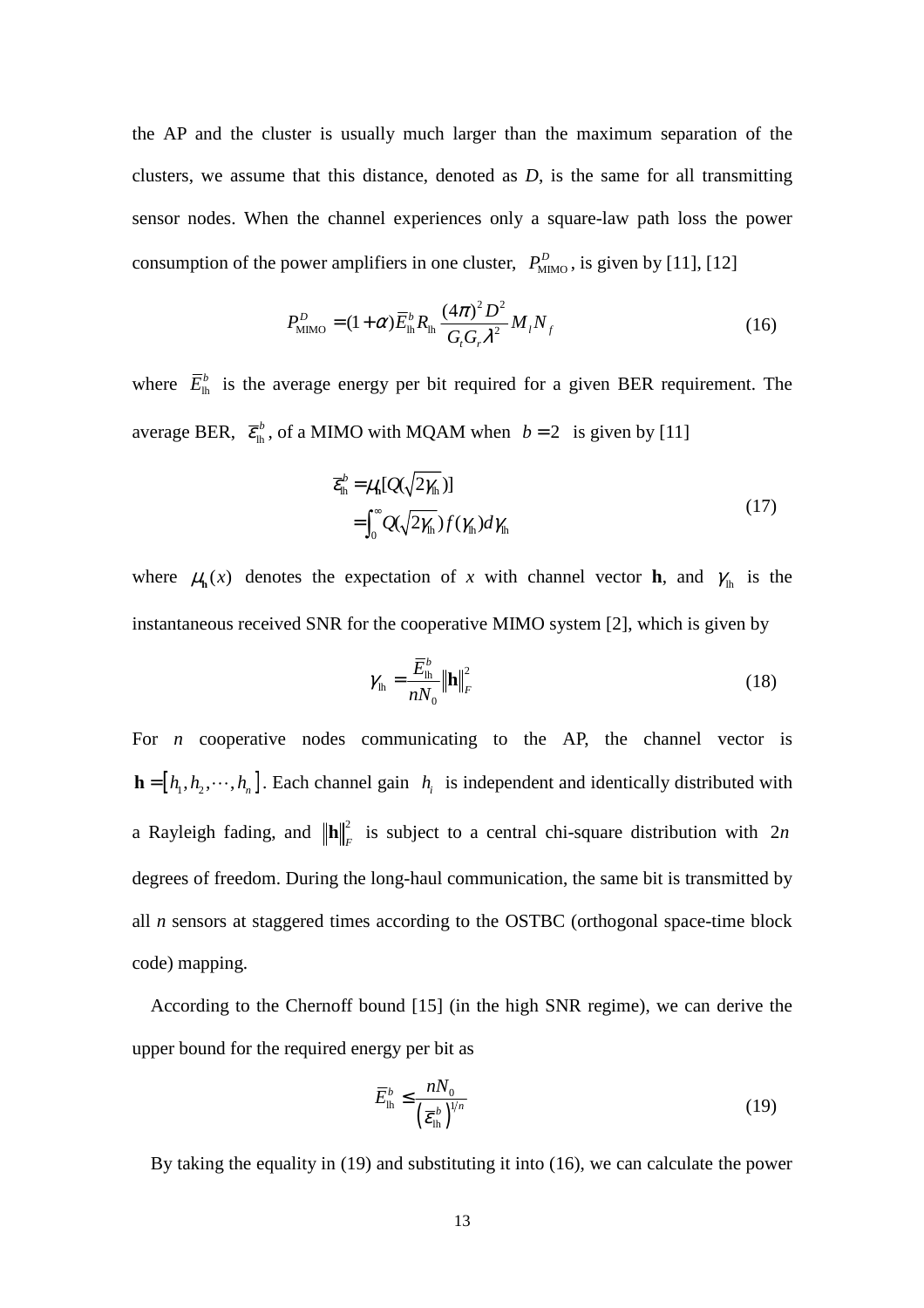the AP and the cluster is usually much larger than the maximum separation of the clusters, we assume that this distance, denoted as *D*, is the same for all transmitting sensor nodes. When the channel experiences only a square-law path loss the power consumption of the power amplifiers in one cluster, $P_{\text{MIMO}}^{D}$, is given by [11], [12]

$$P_{\text{MIMO}}^{D} = (1+\alpha)\overline{E}_{\text{lh}}^{b} R_{\text{lh}} \frac{(4\pi)^2 D^2}{G_t G_r \lambda^2} M_l N_f \tag{16}$$

where $\overline{E}_{\text{lh}}^{b}$ is the average energy per bit required for a given BER requirement. The average BER, $\overline{\varepsilon}_{\text{lh}}^{b}$, of a MIMO with MQAM when $b=2$ is given by [11]

$$\begin{aligned} \overline{\varepsilon}_{\text{lh}}^{b} &= \mu_{\mathbf{h}}[Q(\sqrt{2\gamma_{\text{lh}}})] \\ &= \int_0^{\infty} Q(\sqrt{2\gamma_{\text{lh}}}) f(\gamma_{\text{lh}}) d\gamma_{\text{lh}} \end{aligned} \tag{17}$$

where $\mu_{\mathbf{h}}(x)$ denotes the expectation of *x* with channel vector **h**, and $\gamma_{\text{lh}}$ is the instantaneous received SNR for the cooperative MIMO system [2], which is given by

$$\gamma_{\text{lh}} = \frac{\overline{E}_{\text{lh}}^{b}}{nN_0} \|\mathbf{h}\|_F^2 \tag{18}$$

For *n* cooperative nodes communicating to the AP, the channel vector is $\mathbf{h} = [h_1, h_2, \cdots, h_n]$. Each channel gain $h_i$ is independent and identically distributed with a Rayleigh fading, and $\|\mathbf{h}\|_F^2$ is subject to a central chi-square distribution with $2n$ degrees of freedom. During the long-haul communication, the same bit is transmitted by all *n* sensors at staggered times according to the OSTBC (orthogonal space-time block code) mapping.

According to the Chernoff bound [15] (in the high SNR regime), we can derive the upper bound for the required energy per bit as

$$\overline{E}_{\text{lh}}^{b} \le \frac{nN_0}{\left(\overline{\varepsilon}_{\text{lh}}^{b}\right)^{1/n}} \tag{19}$$

By taking the equality in (19) and substituting it into (16), we can calculate the power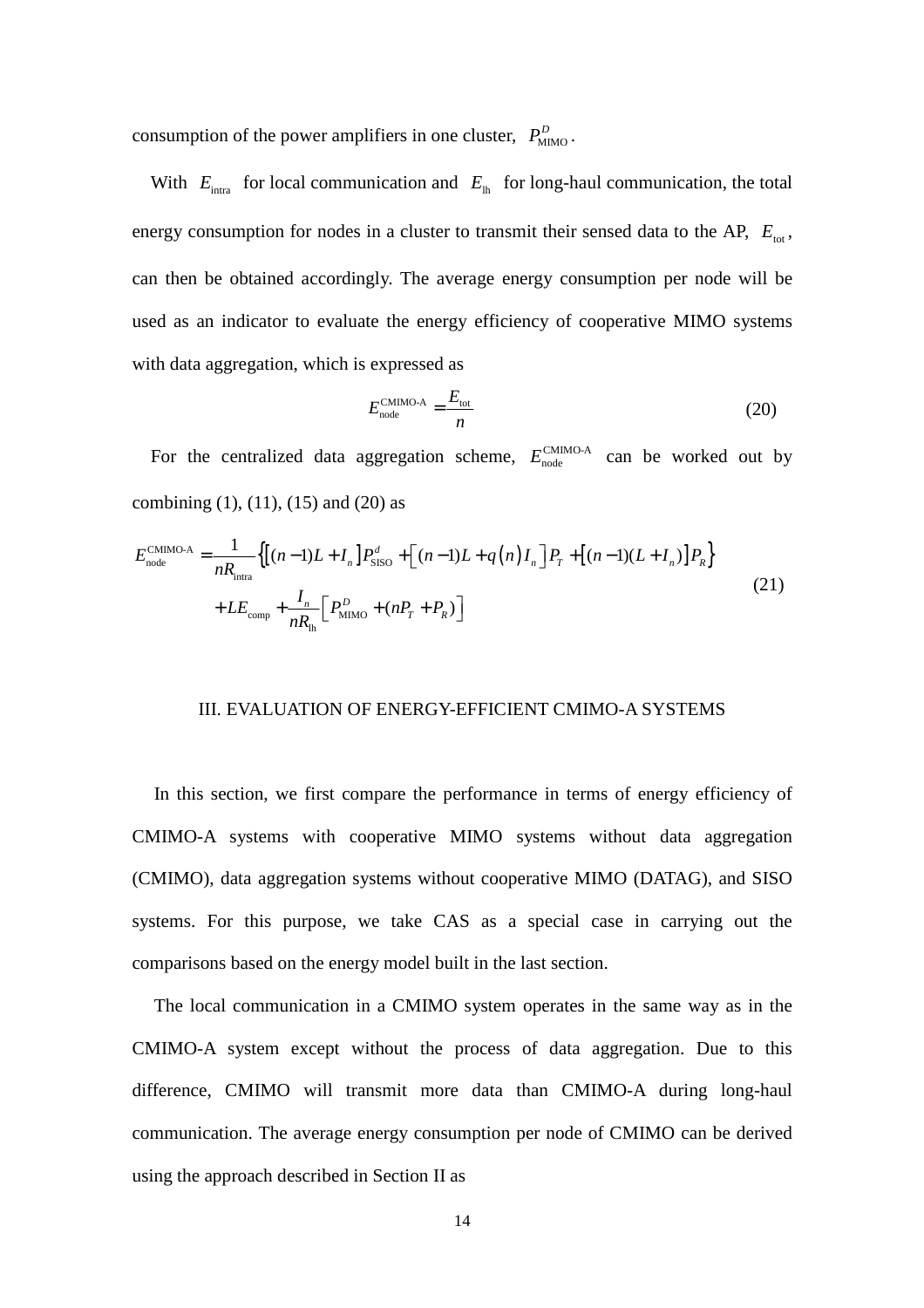consumption of the power amplifiers in one cluster, $P_{\text{MIMO}}^{D}$.

With $E_{\text{intra}}$ for local communication and $E_{\text{lh}}$ for long-haul communication, the total energy consumption for nodes in a cluster to transmit their sensed data to the AP, $E_{\text{tot}}$, can then be obtained accordingly. The average energy consumption per node will be used as an indicator to evaluate the energy efficiency of cooperative MIMO systems with data aggregation, which is expressed as

$$E_{\text{node}}^{\text{CMIMO-A}} = \frac{E_{\text{tot}}}{n} \tag{20}$$

For the centralized data aggregation scheme, $E_{\text{node}}^{\text{CMIMO-A}}$ can be worked out by combining (1), (11), (15) and (20) as

$$\begin{aligned} E_{\text{node}}^{\text{CMIMO-A}} = &\frac{1}{nR_{\text{intra}}}\left\{\left[(n-1)L + I_n\right]P_{\text{SISO}}^{d} + \left[(n-1)L + q(n)I_n\right]P_T + \left[(n-1)(L+I_n)\right]P_R\right\} \\ &+ LE_{\text{comp}} + \frac{I_n}{nR_{\text{lh}}}\left[P_{\text{MIMO}}^{D} + (nP_T + P_R)\right] \end{aligned} \tag{21}$$

## III. EVALUATION OF ENERGY-EFFICIENT CMIMO-A SYSTEMS

In this section, we first compare the performance in terms of energy efficiency of CMIMO-A systems with cooperative MIMO systems without data aggregation (CMIMO), data aggregation systems without cooperative MIMO (DATAG), and SISO systems. For this purpose, we take CAS as a special case in carrying out the comparisons based on the energy model built in the last section.

The local communication in a CMIMO system operates in the same way as in the CMIMO-A system except without the process of data aggregation. Due to this difference, CMIMO will transmit more data than CMIMO-A during long-haul communication. The average energy consumption per node of CMIMO can be derived using the approach described in Section II as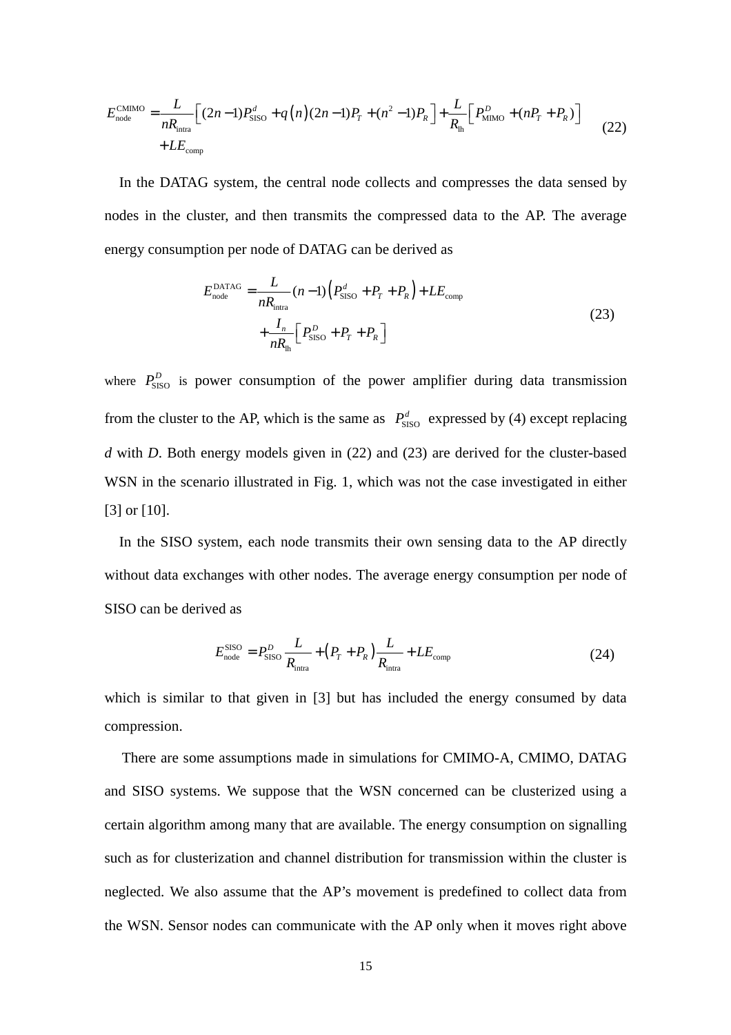$$E_{\text{node}}^{\text{CMIMO}} = \frac{L}{nR_{\text{intra}}}\left[(2n-1)P_{\text{SISO}}^{d} + q\left(n\right)(2n-1)P_{T} + (n^{2}-1)P_{R}\right] + \frac{L}{R_{\text{lh}}}\left[P_{\text{MIMO}}^{D} + (nP_{T} + P_{R})\right] + LE_{\text{comp}} \tag{22}$$

In the DATAG system, the central node collects and compresses the data sensed by nodes in the cluster, and then transmits the compressed data to the AP. The average energy consumption per node of DATAG can be derived as

$$E_{\text{node}}^{\text{DATAG}} = \frac{L}{nR_{\text{intra}}}(n-1)\left(P_{\text{SISO}}^{d} + P_{T} + P_{R}\right) + LE_{\text{comp}} + \frac{I_{n}}{nR_{\text{lh}}}\left[P_{\text{SISO}}^{D} + P_{T} + P_{R}\right] \tag{23}$$

where $P_{\text{SISO}}^{D}$ is power consumption of the power amplifier during data transmission from the cluster to the AP, which is the same as $P_{\text{SISO}}^{d}$ expressed by (4) except replacing $d$ with $D$. Both energy models given in (22) and (23) are derived for the cluster-based WSN in the scenario illustrated in Fig. 1, which was not the case investigated in either [3] or [10].

In the SISO system, each node transmits their own sensing data to the AP directly without data exchanges with other nodes. The average energy consumption per node of SISO can be derived as

$$E_{\text{node}}^{\text{SISO}} = P_{\text{SISO}}^{D}\frac{L}{R_{\text{intra}}} + \left(P_{T} + P_{R}\right)\frac{L}{R_{\text{intra}}} + LE_{\text{comp}} \tag{24}$$

which is similar to that given in [3] but has included the energy consumed by data compression.

There are some assumptions made in simulations for CMIMO-A, CMIMO, DATAG and SISO systems. We suppose that the WSN concerned can be clusterized using a certain algorithm among many that are available. The energy consumption on signalling such as for clusterization and channel distribution for transmission within the cluster is neglected. We also assume that the AP's movement is predefined to collect data from the WSN. Sensor nodes can communicate with the AP only when it moves right above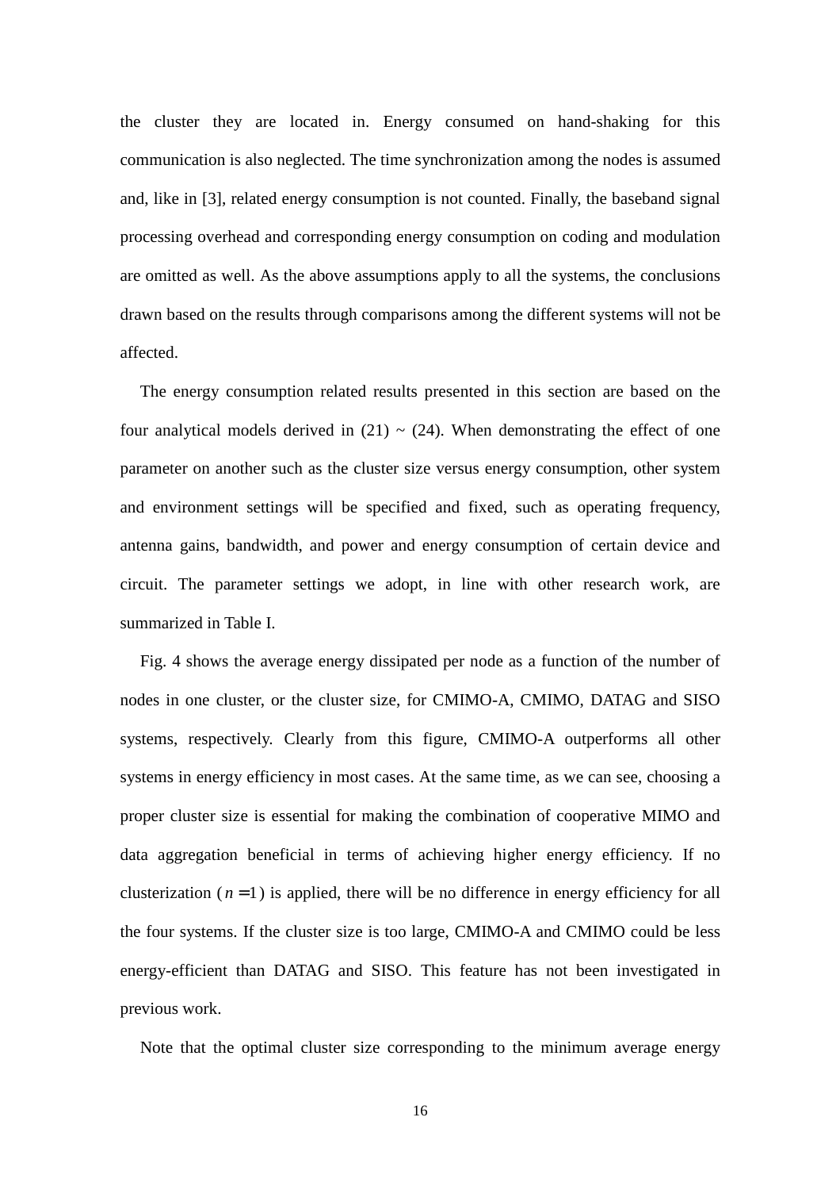the cluster they are located in. Energy consumed on hand-shaking for this communication is also neglected. The time synchronization among the nodes is assumed and, like in [3], related energy consumption is not counted. Finally, the baseband signal processing overhead and corresponding energy consumption on coding and modulation are omitted as well. As the above assumptions apply to all the systems, the conclusions drawn based on the results through comparisons among the different systems will not be affected.

The energy consumption related results presented in this section are based on the four analytical models derived in (21) ~ (24). When demonstrating the effect of one parameter on another such as the cluster size versus energy consumption, other system and environment settings will be specified and fixed, such as operating frequency, antenna gains, bandwidth, and power and energy consumption of certain device and circuit. The parameter settings we adopt, in line with other research work, are summarized in Table I.

Fig. 4 shows the average energy dissipated per node as a function of the number of nodes in one cluster, or the cluster size, for CMIMO-A, CMIMO, DATAG and SISO systems, respectively. Clearly from this figure, CMIMO-A outperforms all other systems in energy efficiency in most cases. At the same time, as we can see, choosing a proper cluster size is essential for making the combination of cooperative MIMO and data aggregation beneficial in terms of achieving higher energy efficiency. If no clusterization ($n = 1$) is applied, there will be no difference in energy efficiency for all the four systems. If the cluster size is too large, CMIMO-A and CMIMO could be less energy-efficient than DATAG and SISO. This feature has not been investigated in previous work.

Note that the optimal cluster size corresponding to the minimum average energy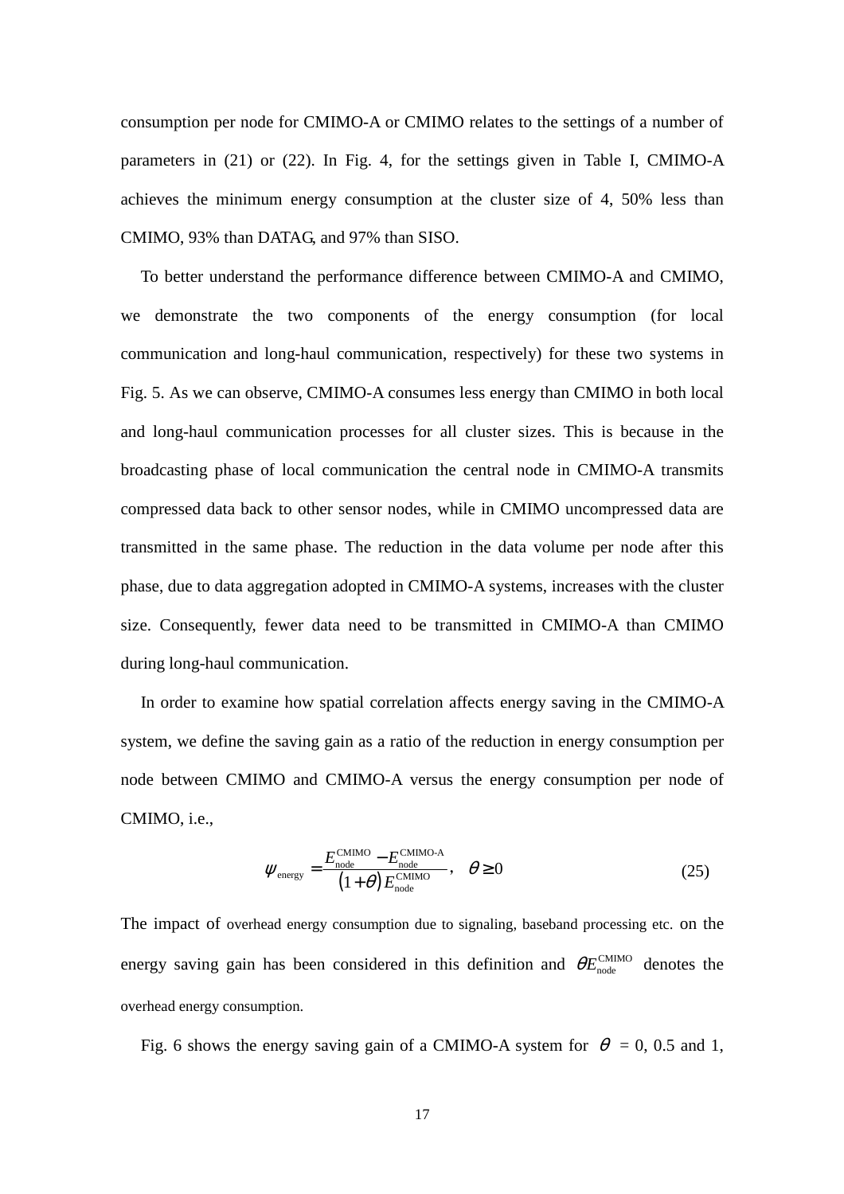consumption per node for CMIMO-A or CMIMO relates to the settings of a number of parameters in (21) or (22). In Fig. 4, for the settings given in Table I, CMIMO-A achieves the minimum energy consumption at the cluster size of 4, 50% less than CMIMO, 93% than DATAG, and 97% than SISO.

To better understand the performance difference between CMIMO-A and CMIMO, we demonstrate the two components of the energy consumption (for local communication and long-haul communication, respectively) for these two systems in Fig. 5. As we can observe, CMIMO-A consumes less energy than CMIMO in both local and long-haul communication processes for all cluster sizes. This is because in the broadcasting phase of local communication the central node in CMIMO-A transmits compressed data back to other sensor nodes, while in CMIMO uncompressed data are transmitted in the same phase. The reduction in the data volume per node after this phase, due to data aggregation adopted in CMIMO-A systems, increases with the cluster size. Consequently, fewer data need to be transmitted in CMIMO-A than CMIMO during long-haul communication.

In order to examine how spatial correlation affects energy saving in the CMIMO-A system, we define the saving gain as a ratio of the reduction in energy consumption per node between CMIMO and CMIMO-A versus the energy consumption per node of CMIMO, i.e.,

$$\psi_{\text{energy}} = \frac{E_{\text{node}}^{\text{CMIMO}} - E_{\text{node}}^{\text{CMIMO-A}}}{\left(1+\theta\right) E_{\text{node}}^{\text{CMIMO}}}, \quad \theta \geq 0 \tag{25}$$

The impact of overhead energy consumption due to signaling, baseband processing etc. on the energy saving gain has been considered in this definition and $\theta E_{\text{node}}^{\text{CMIMO}}$ denotes the overhead energy consumption.

Fig. 6 shows the energy saving gain of a CMIMO-A system for $\theta$ = 0, 0.5 and 1,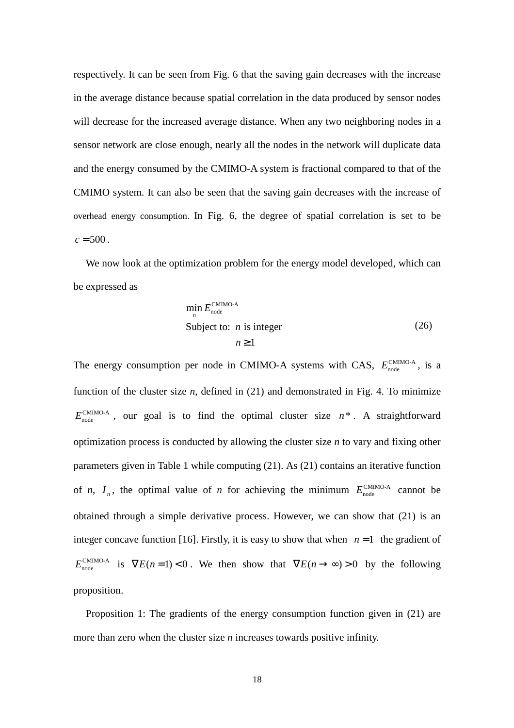respectively. It can be seen from Fig. 6 that the saving gain decreases with the increase in the average distance because spatial correlation in the data produced by sensor nodes will decrease for the increased average distance. When any two neighboring nodes in a sensor network are close enough, nearly all the nodes in the network will duplicate data and the energy consumed by the CMIMO-A system is fractional compared to that of the CMIMO system. It can also be seen that the saving gain decreases with the increase of overhead energy consumption. In Fig. 6, the degree of spatial correlation is set to be $c = 500$.

We now look at the optimization problem for the energy model developed, which can be expressed as

$$
\begin{aligned}
&\min_{n} E_{\text{node}}^{\text{CMIMO-A}} \\
&\text{Subject to: } n \text{ is integer} \\
&\qquad\qquad\quad n \geq 1
\end{aligned}
\tag{26}
$$

The energy consumption per node in CMIMO-A systems with CAS, $E_{\text{node}}^{\text{CMIMO-A}}$, is a function of the cluster size *n*, defined in (21) and demonstrated in Fig. 4. To minimize $E_{\text{node}}^{\text{CMIMO-A}}$, our goal is to find the optimal cluster size $n*$. A straightforward optimization process is conducted by allowing the cluster size *n* to vary and fixing other parameters given in Table 1 while computing (21). As (21) contains an iterative function of *n*, $I_n$, the optimal value of *n* for achieving the minimum $E_{\text{node}}^{\text{CMIMO-A}}$ cannot be obtained through a simple derivative process. However, we can show that (21) is an integer concave function [16]. Firstly, it is easy to show that when $n = 1$ the gradient of $E_{\text{node}}^{\text{CMIMO-A}}$ is $\nabla E(n = 1) < 0$. We then show that $\nabla E(n \to \infty) > 0$ by the following proposition.

Proposition 1: The gradients of the energy consumption function given in (21) are more than zero when the cluster size *n* increases towards positive infinity.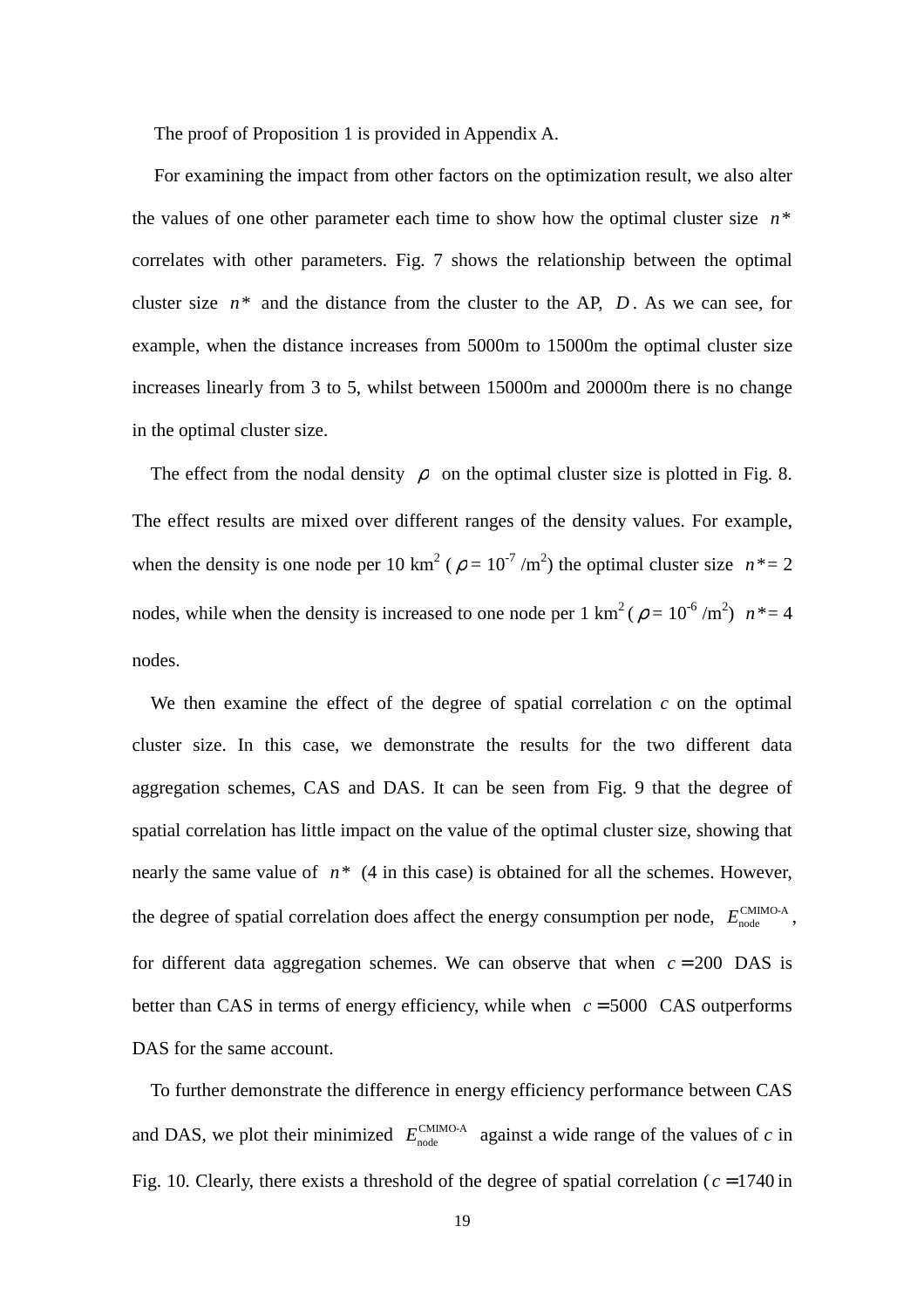The proof of Proposition 1 is provided in Appendix A.

For examining the impact from other factors on the optimization result, we also alter the values of one other parameter each time to show how the optimal cluster size $n^*$ correlates with other parameters. Fig. 7 shows the relationship between the optimal cluster size $n^*$ and the distance from the cluster to the AP, $D$. As we can see, for example, when the distance increases from 5000m to 15000m the optimal cluster size increases linearly from 3 to 5, whilst between 15000m and 20000m there is no change in the optimal cluster size.

The effect from the nodal density $\rho$ on the optimal cluster size is plotted in Fig. 8. The effect results are mixed over different ranges of the density values. For example, when the density is one node per 10 km$^2$ ($\rho = 10^{-7}$ /m$^2$) the optimal cluster size $n^* = 2$ nodes, while when the density is increased to one node per 1 km$^2$ ($\rho = 10^{-6}$ /m$^2$) $n^* = 4$ nodes.

We then examine the effect of the degree of spatial correlation $c$ on the optimal cluster size. In this case, we demonstrate the results for the two different data aggregation schemes, CAS and DAS. It can be seen from Fig. 9 that the degree of spatial correlation has little impact on the value of the optimal cluster size, showing that nearly the same value of $n^*$ (4 in this case) is obtained for all the schemes. However, the degree of spatial correlation does affect the energy consumption per node, $E_{\text{node}}^{\text{CMIMO-A}}$, for different data aggregation schemes. We can observe that when $c = 200$ DAS is better than CAS in terms of energy efficiency, while when $c = 5000$ CAS outperforms DAS for the same account.

To further demonstrate the difference in energy efficiency performance between CAS and DAS, we plot their minimized $E_{\text{node}}^{\text{CMIMO-A}}$ against a wide range of the values of $c$ in Fig. 10. Clearly, there exists a threshold of the degree of spatial correlation ($c = 1740$ in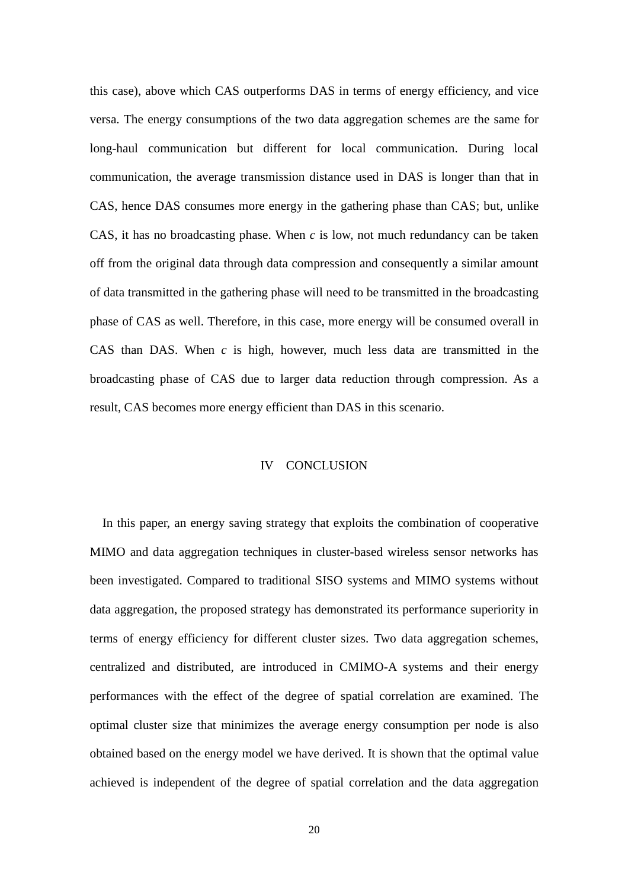this case), above which CAS outperforms DAS in terms of energy efficiency, and vice versa. The energy consumptions of the two data aggregation schemes are the same for long-haul communication but different for local communication. During local communication, the average transmission distance used in DAS is longer than that in CAS, hence DAS consumes more energy in the gathering phase than CAS; but, unlike CAS, it has no broadcasting phase. When $c$ is low, not much redundancy can be taken off from the original data through data compression and consequently a similar amount of data transmitted in the gathering phase will need to be transmitted in the broadcasting phase of CAS as well. Therefore, in this case, more energy will be consumed overall in CAS than DAS. When $c$ is high, however, much less data are transmitted in the broadcasting phase of CAS due to larger data reduction through compression. As a result, CAS becomes more energy efficient than DAS in this scenario.

## IV CONCLUSION

In this paper, an energy saving strategy that exploits the combination of cooperative MIMO and data aggregation techniques in cluster-based wireless sensor networks has been investigated. Compared to traditional SISO systems and MIMO systems without data aggregation, the proposed strategy has demonstrated its performance superiority in terms of energy efficiency for different cluster sizes. Two data aggregation schemes, centralized and distributed, are introduced in CMIMO-A systems and their energy performances with the effect of the degree of spatial correlation are examined. The optimal cluster size that minimizes the average energy consumption per node is also obtained based on the energy model we have derived. It is shown that the optimal value achieved is independent of the degree of spatial correlation and the data aggregation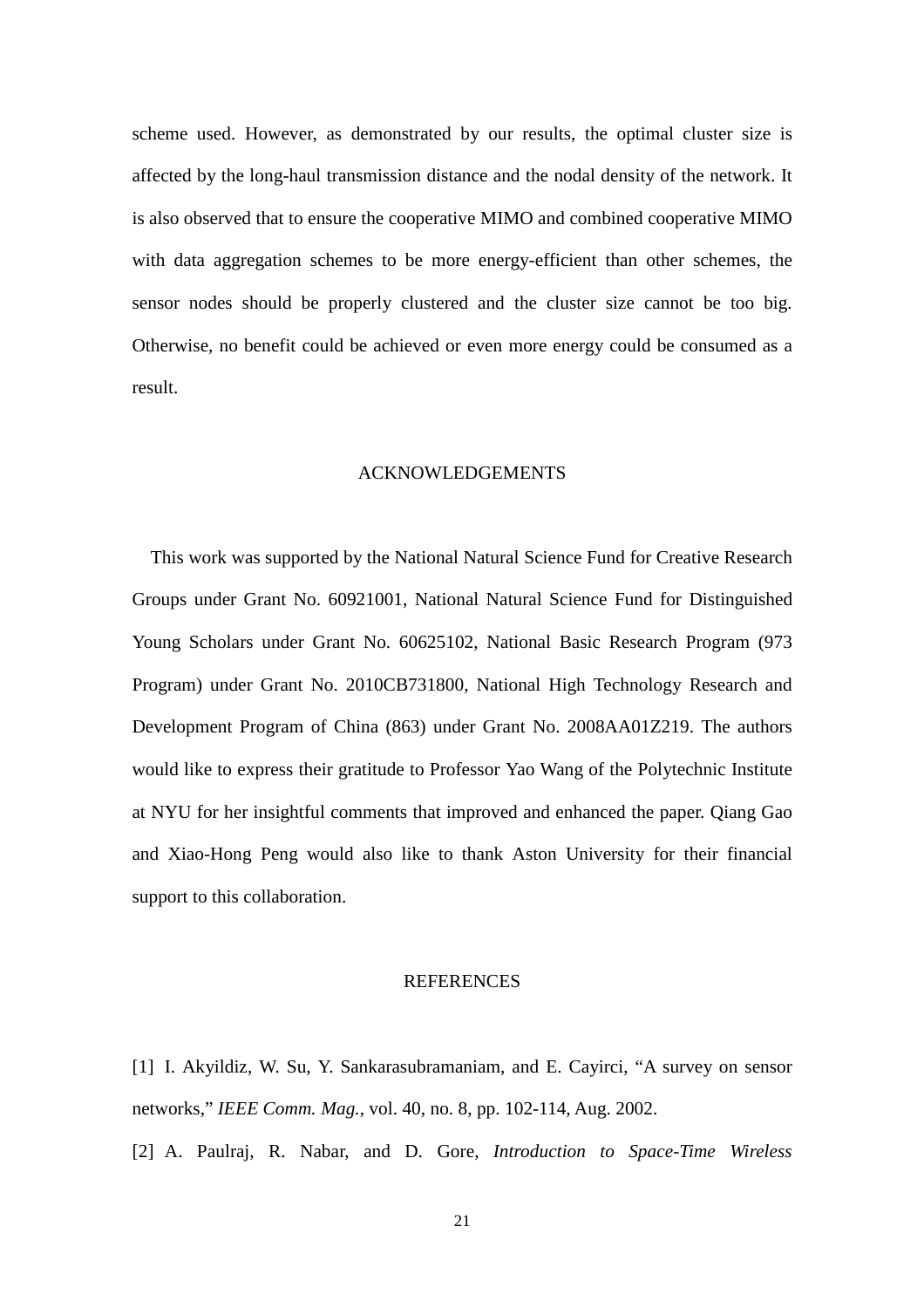scheme used. However, as demonstrated by our results, the optimal cluster size is affected by the long-haul transmission distance and the nodal density of the network. It is also observed that to ensure the cooperative MIMO and combined cooperative MIMO with data aggregation schemes to be more energy-efficient than other schemes, the sensor nodes should be properly clustered and the cluster size cannot be too big. Otherwise, no benefit could be achieved or even more energy could be consumed as a result.

## ACKNOWLEDGEMENTS

This work was supported by the National Natural Science Fund for Creative Research Groups under Grant No. 60921001, National Natural Science Fund for Distinguished Young Scholars under Grant No. 60625102, National Basic Research Program (973 Program) under Grant No. 2010CB731800, National High Technology Research and Development Program of China (863) under Grant No. 2008AA01Z219. The authors would like to express their gratitude to Professor Yao Wang of the Polytechnic Institute at NYU for her insightful comments that improved and enhanced the paper. Qiang Gao and Xiao-Hong Peng would also like to thank Aston University for their financial support to this collaboration.

## REFERENCES

[1] I. Akyildiz, W. Su, Y. Sankarasubramaniam, and E. Cayirci, "A survey on sensor networks," *IEEE Comm. Mag.*, vol. 40, no. 8, pp. 102-114, Aug. 2002.

[2] A. Paulraj, R. Nabar, and D. Gore, *Introduction to Space-Time Wireless*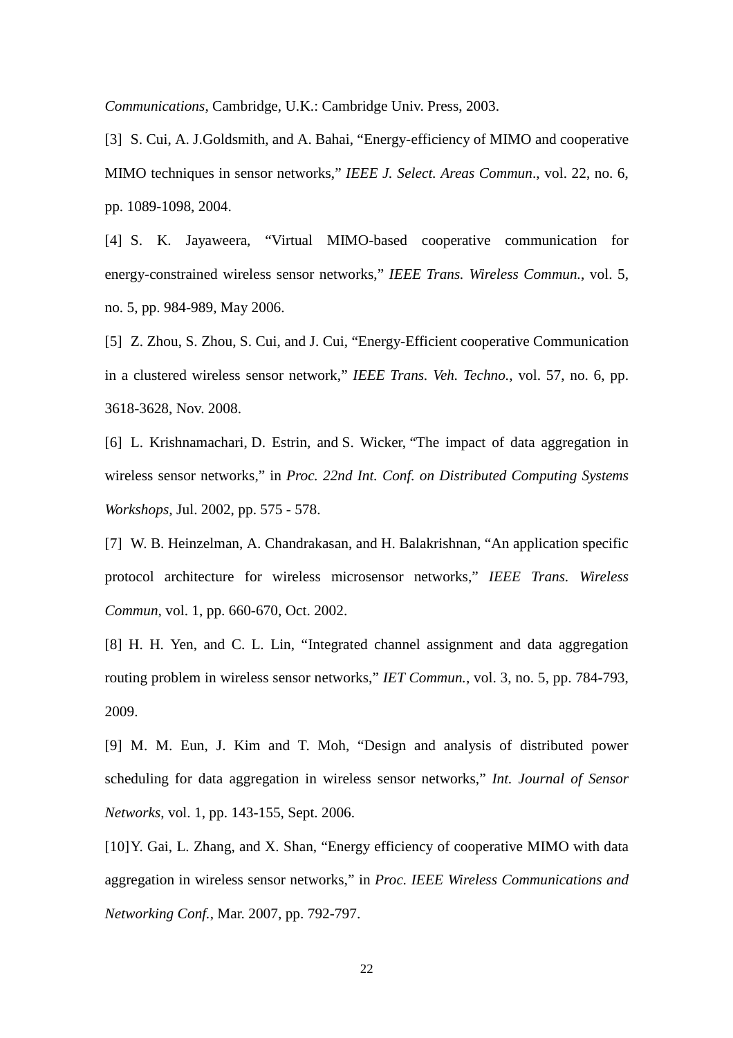*Communications*, Cambridge, U.K.: Cambridge Univ. Press, 2003.

[3] S. Cui, A. J.Goldsmith, and A. Bahai, "Energy-efficiency of MIMO and cooperative MIMO techniques in sensor networks," *IEEE J. Select. Areas Commun*., vol. 22, no. 6, pp. 1089-1098, 2004.

[4] S. K. Jayaweera, "Virtual MIMO-based cooperative communication for energy-constrained wireless sensor networks," *IEEE Trans. Wireless Commun.*, vol. 5, no. 5, pp. 984-989, May 2006.

[5] Z. Zhou, S. Zhou, S. Cui, and J. Cui, "Energy-Efficient cooperative Communication in a clustered wireless sensor network," *IEEE Trans. Veh. Techno.*, vol. 57, no. 6, pp. 3618-3628, Nov. 2008.

[6] L. Krishnamachari, D. Estrin, and S. Wicker, "The impact of data aggregation in wireless sensor networks," in *Proc. 22nd Int. Conf. on Distributed Computing Systems Workshops*, Jul. 2002, pp. 575 - 578.

[7] W. B. Heinzelman, A. Chandrakasan, and H. Balakrishnan, "An application specific protocol architecture for wireless microsensor networks," *IEEE Trans. Wireless Commun*, vol. 1, pp. 660-670, Oct. 2002.

[8] H. H. Yen, and C. L. Lin, "Integrated channel assignment and data aggregation routing problem in wireless sensor networks," *IET Commun.*, vol. 3, no. 5, pp. 784-793, 2009.

[9] M. M. Eun, J. Kim and T. Moh, "Design and analysis of distributed power scheduling for data aggregation in wireless sensor networks," *Int. Journal of Sensor Networks*, vol. 1, pp. 143-155, Sept. 2006.

[10] Y. Gai, L. Zhang, and X. Shan, "Energy efficiency of cooperative MIMO with data aggregation in wireless sensor networks," in *Proc. IEEE Wireless Communications and Networking Conf.*, Mar. 2007, pp. 792-797.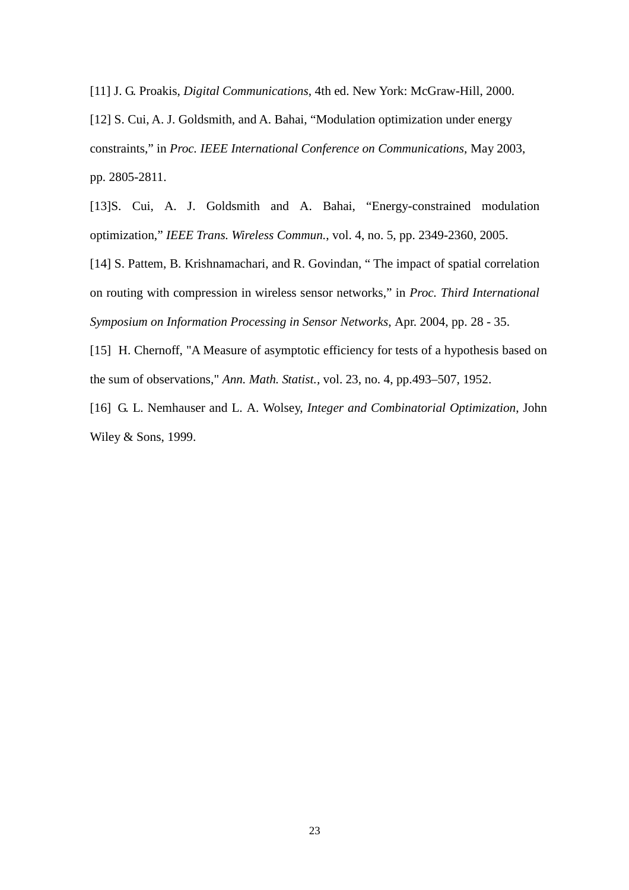[11] J. G. Proakis, *Digital Communications*, 4th ed. New York: McGraw-Hill, 2000.

[12] S. Cui, A. J. Goldsmith, and A. Bahai, “Modulation optimization under energy constraints,” in *Proc. IEEE International Conference on Communications*, May 2003, pp. 2805-2811.

[13]S. Cui, A. J. Goldsmith and A. Bahai, “Energy-constrained modulation optimization,” *IEEE Trans. Wireless Commun.*, vol. 4, no. 5, pp. 2349-2360, 2005.

[14] S. Pattem, B. Krishnamachari, and R. Govindan, “ The impact of spatial correlation on routing with compression in wireless sensor networks,” in *Proc. Third International Symposium on Information Processing in Sensor Networks*, Apr. 2004, pp. 28 - 35.

[15] H. Chernoff, "A Measure of asymptotic efficiency for tests of a hypothesis based on the sum of observations," *Ann. Math. Statist.*, vol. 23, no. 4, pp.493–507, 1952.

[16] G. L. Nemhauser and L. A. Wolsey, *Integer and Combinatorial Optimization*, John Wiley & Sons, 1999.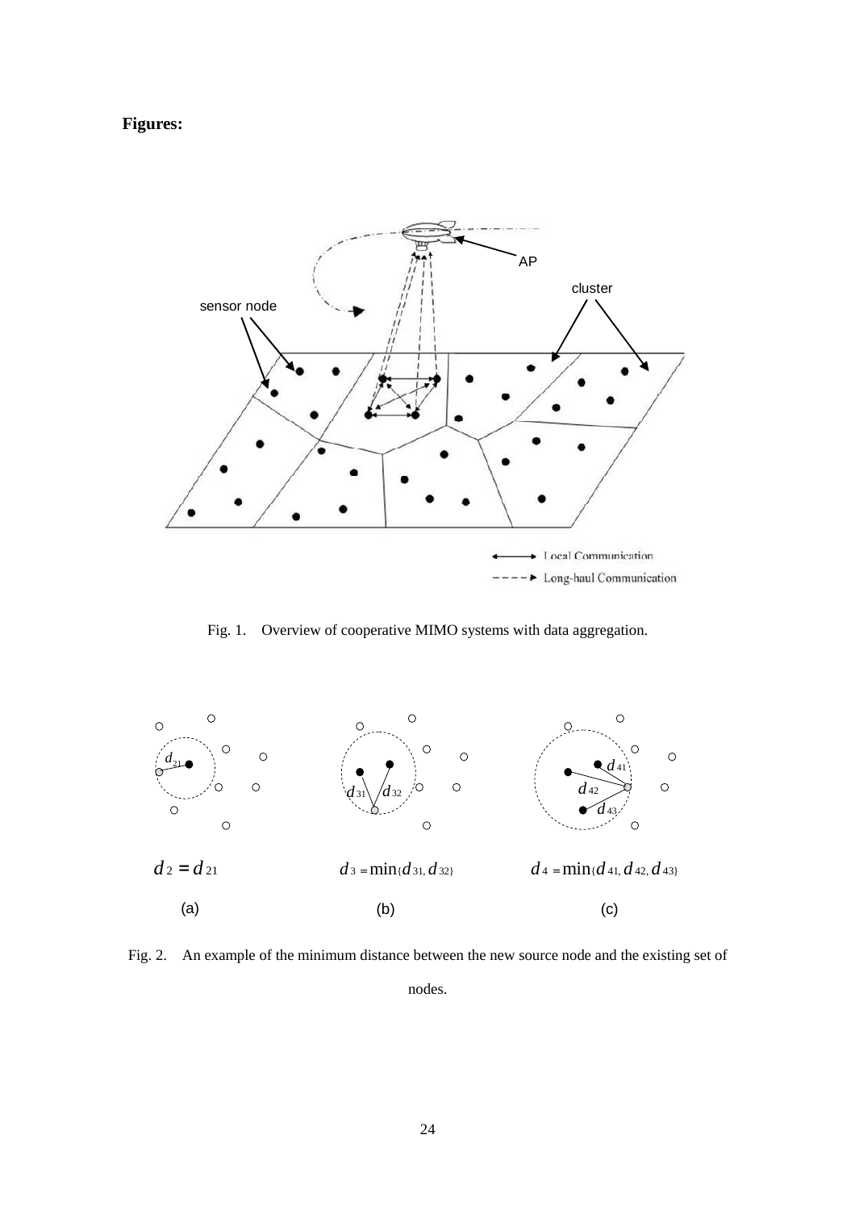**Figures:**

Fig. 1. Overview of cooperative MIMO systems with data aggregation.

$d_2 = d_{21}$ $\qquad$ $d_3 = \min\{d_{31}, d_{32}\}$ $\qquad$ $d_4 = \min\{d_{41}, d_{42}, d_{43}\}$

(a) $\qquad$ (b) $\qquad$ (c)

Fig. 2. An example of the minimum distance between the new source node and the existing set of nodes.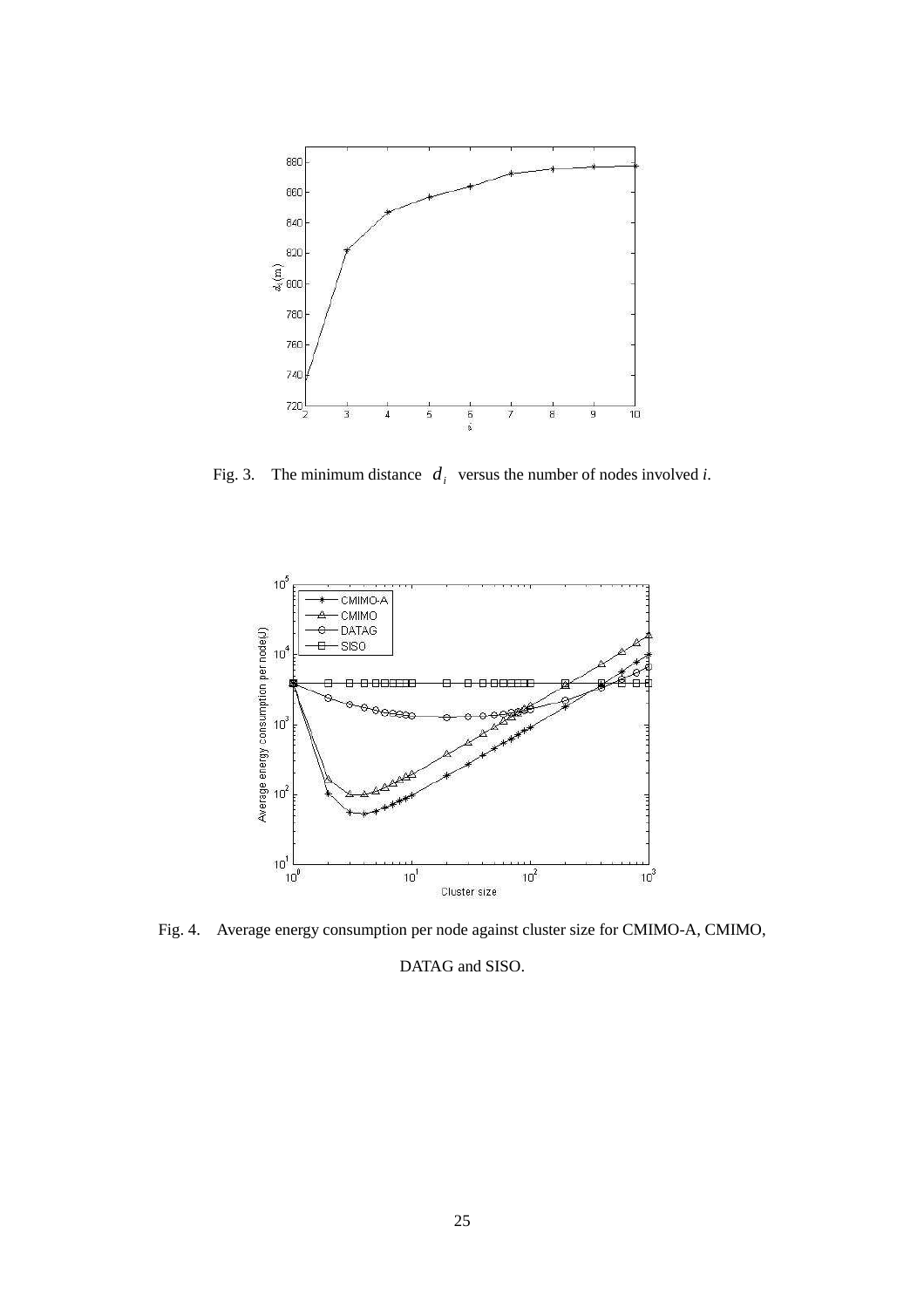Fig. 3. The minimum distance $d_i$ versus the number of nodes involved *i*.

Fig. 4. Average energy consumption per node against cluster size for CMIMO-A, CMIMO, DATAG and SISO.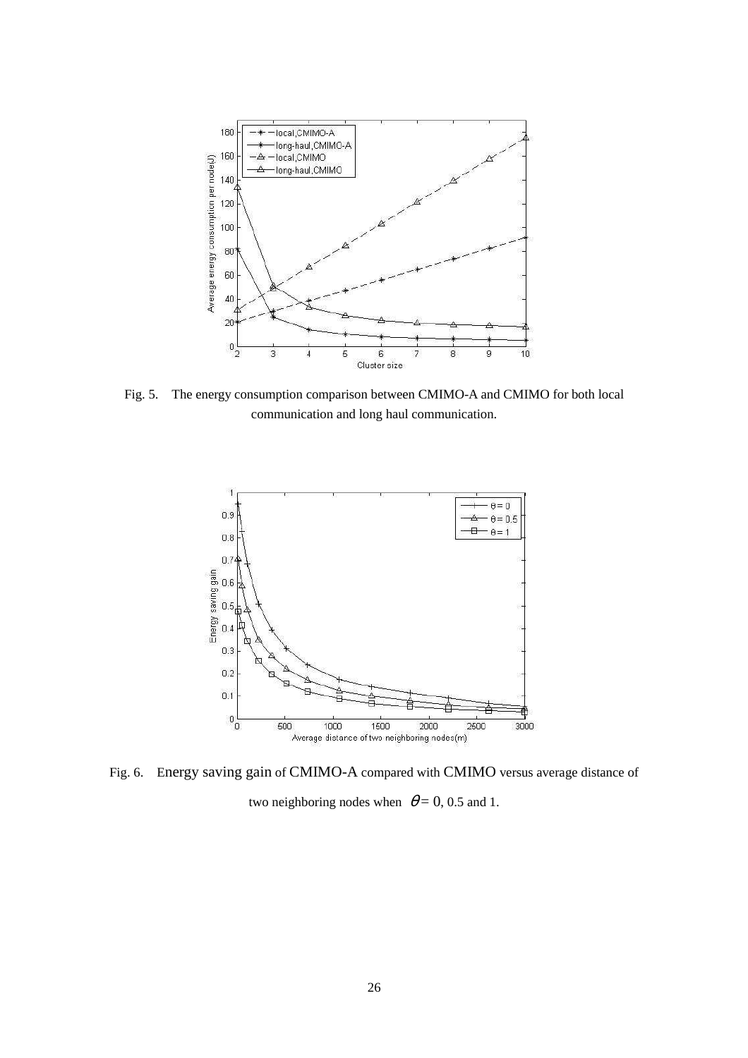Fig. 5. The energy consumption comparison between CMIMO-A and CMIMO for both local communication and long haul communication.

Fig. 6. Energy saving gain of CMIMO-A compared with CMIMO versus average distance of two neighboring nodes when $\theta = 0$, 0.5 and 1.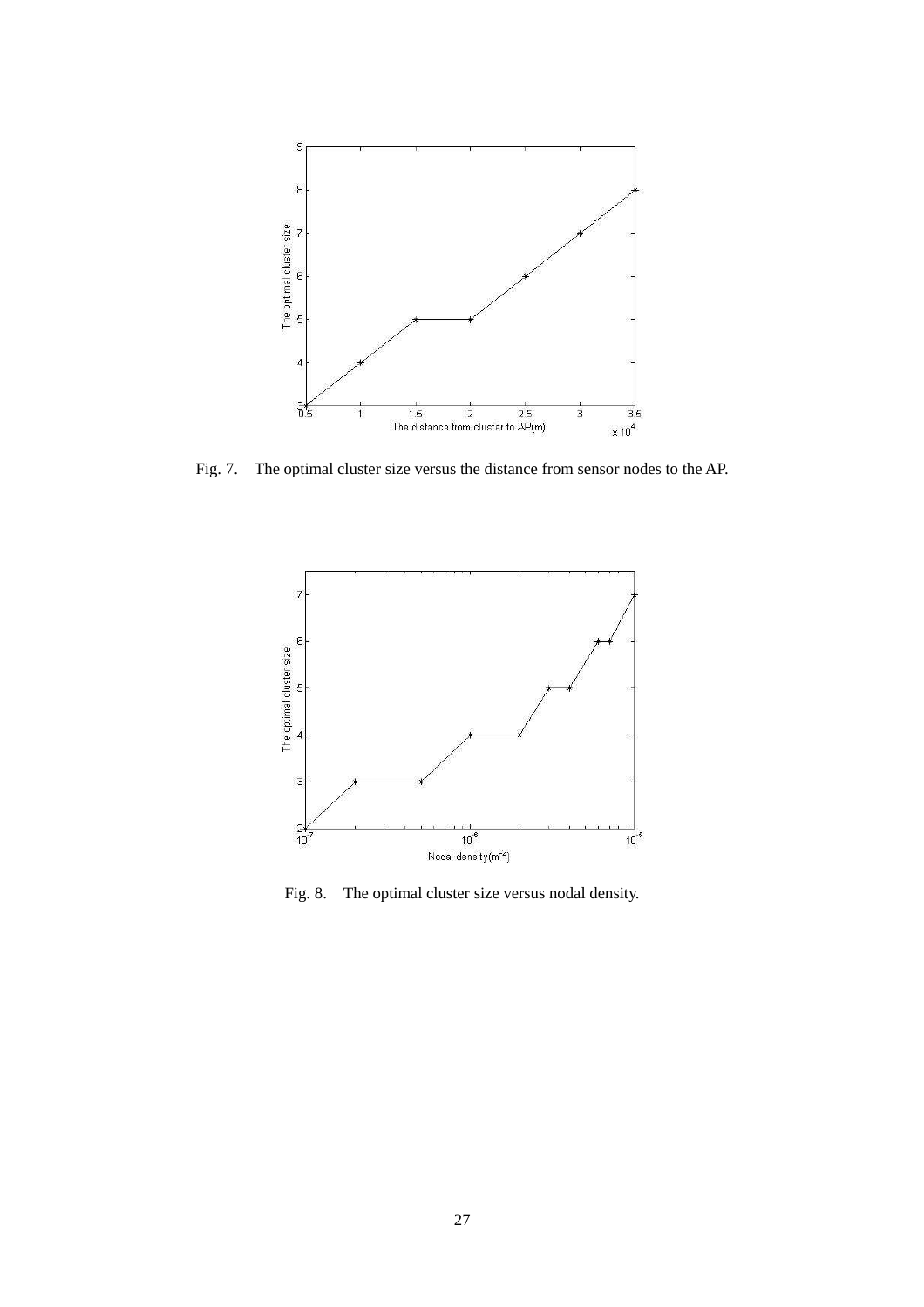Fig. 7. The optimal cluster size versus the distance from sensor nodes to the AP.

Fig. 8. The optimal cluster size versus nodal density.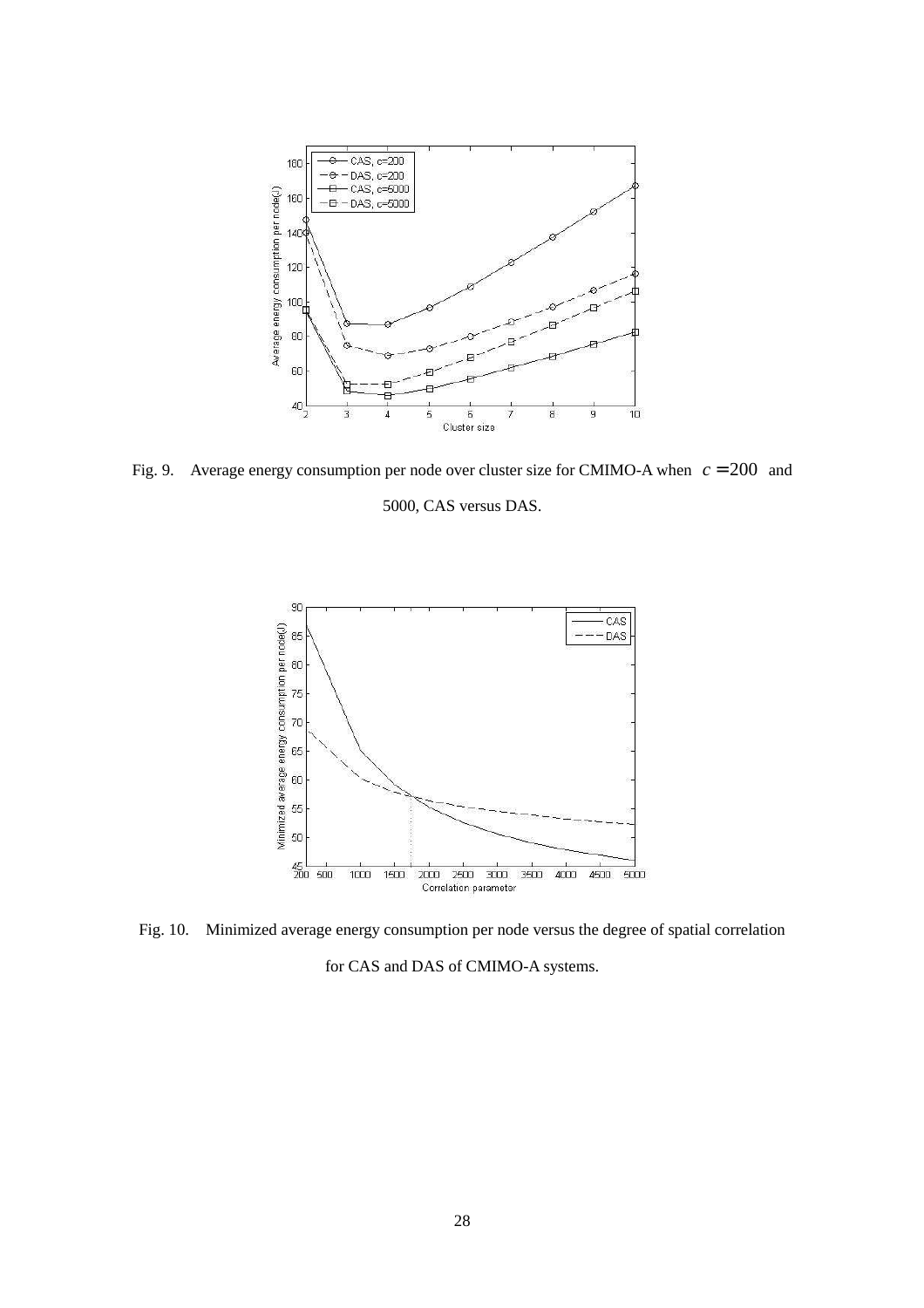Fig. 9. Average energy consumption per node over cluster size for CMIMO-A when $c = 200$ and 5000, CAS versus DAS.

Fig. 10. Minimized average energy consumption per node versus the degree of spatial correlation for CAS and DAS of CMIMO-A systems.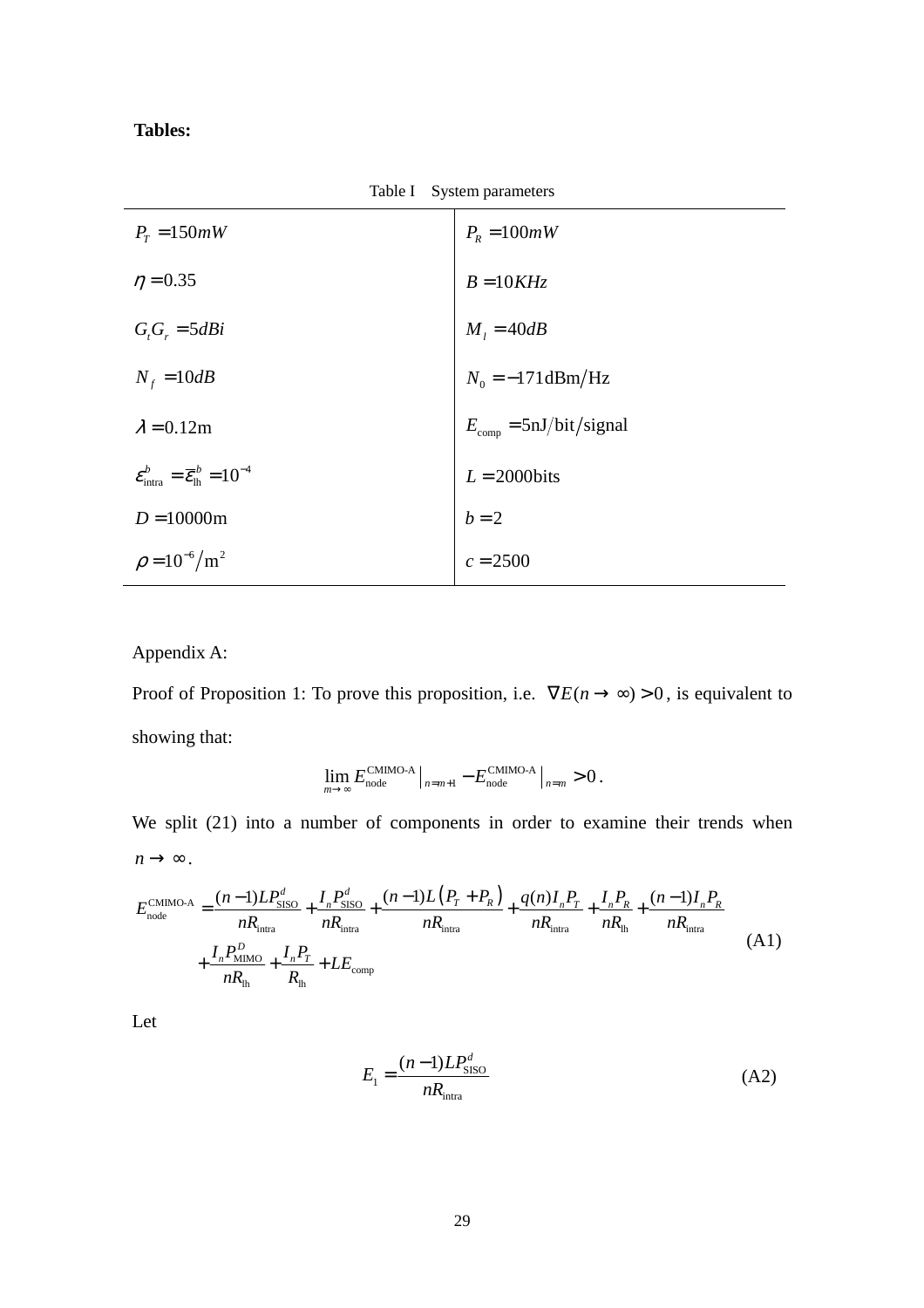**Tables:**

Table I System parameters

| | |
|---|---|
| $P_T = 150mW$ | $P_R = 100mW$ |
| $\eta = 0.35$ | $B = 10KHz$ |
| $G_t G_r = 5dBi$ | $M_l = 40dB$ |
| $N_f = 10dB$ | $N_0 = -171\text{dBm/Hz}$ |
| $\lambda = 0.12\text{m}$ | $E_{\text{comp}} = 5\text{nJ/bit/signal}$ |
| $\varepsilon_{\text{intra}}^b = \overline{\varepsilon}_{\text{lh}}^b = 10^{-4}$ | $L = 2000\text{bits}$ |
| $D = 10000\text{m}$ | $b = 2$ |
| $\rho = 10^{-6}/\text{m}^2$ | $c = 2500$ |

Appendix A:

Proof of Proposition 1: To prove this proposition, i.e. $\nabla E(n \to \infty) > 0$, is equivalent to showing that:

$$\lim_{m \to \infty} E_{\text{node}}^{\text{CMIMO-A}}\Big|_{n=m+1} - E_{\text{node}}^{\text{CMIMO-A}}\Big|_{n=m} > 0\,.$$

We split (21) into a number of components in order to examine their trends when $n \to \infty$.

$$\begin{aligned}E_{\text{node}}^{\text{CMIMO-A}} = & \frac{(n-1)LP_{\text{SISO}}^d}{nR_{\text{intra}}} + \frac{I_n P_{\text{SISO}}^d}{nR_{\text{intra}}} + \frac{(n-1)L\left(P_T + P_R\right)}{nR_{\text{intra}}} + \frac{q(n)I_n P_T}{nR_{\text{intra}}} + \frac{I_n P_R}{nR_{\text{lh}}} + \frac{(n-1)I_n P_R}{nR_{\text{intra}}} \\ & + \frac{I_n P_{\text{MIMO}}^D}{nR_{\text{lh}}} + \frac{I_n P_T}{R_{\text{lh}}} + LE_{\text{comp}}\end{aligned} \tag{A1}$$

Let

$$E_1 = \frac{(n-1)LP_{\text{SISO}}^d}{nR_{\text{intra}}} \tag{A2}$$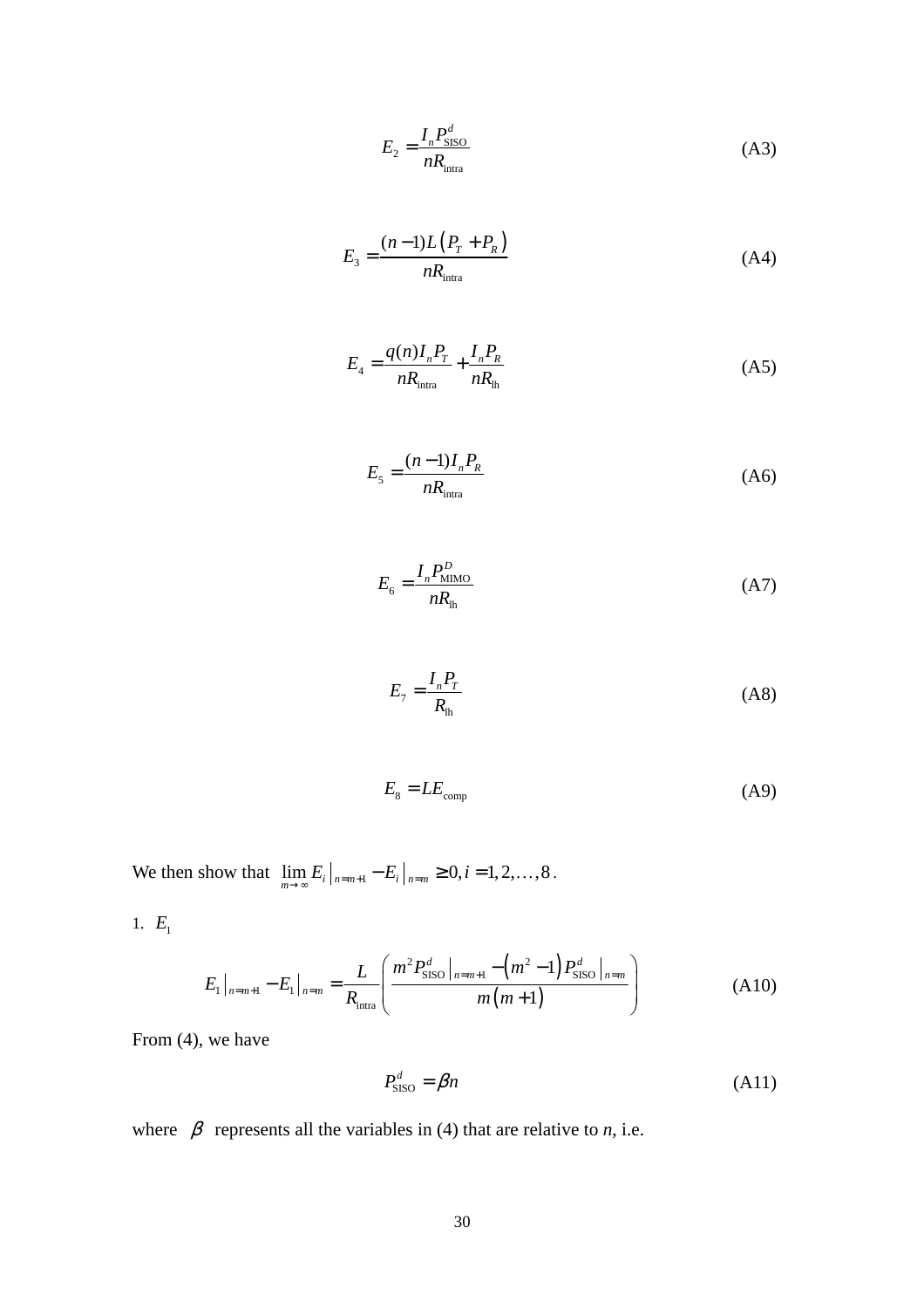$$E_2 = \frac{I_n P_{\text{SISO}}^d}{n R_{\text{intra}}} \tag{A3}$$

$$E_3 = \frac{(n-1)L\left(P_T + P_R\right)}{n R_{\text{intra}}} \tag{A4}$$

$$E_4 = \frac{q(n) I_n P_T}{n R_{\text{intra}}} + \frac{I_n P_R}{n R_{\text{lh}}} \tag{A5}$$

$$E_5 = \frac{(n-1) I_n P_R}{n R_{\text{intra}}} \tag{A6}$$

$$E_6 = \frac{I_n P_{\text{MIMO}}^D}{n R_{\text{lh}}} \tag{A7}$$

$$E_7 = \frac{I_n P_T}{R_{\text{lh}}} \tag{A8}$$

$$E_8 = L E_{\text{comp}} \tag{A9}$$

We then show that $\lim_{m \to \infty} E_i \big|_{n=m+1} - E_i \big|_{n=m} \geq 0, i = 1, 2, \ldots, 8$.

1. $E_1$

$$E_1 \big|_{n=m+1} - E_1 \big|_{n=m} = \frac{L}{R_{\text{intra}}} \left( \frac{m^2 P_{\text{SISO}}^d \big|_{n=m+1} - \left(m^2 - 1\right) P_{\text{SISO}}^d \big|_{n=m}}{m\left(m+1\right)} \right) \tag{A10}$$

From (4), we have

$$P_{\text{SISO}}^d = \beta n \tag{A11}$$

where $\beta$ represents all the variables in (4) that are relative to *n*, i.e.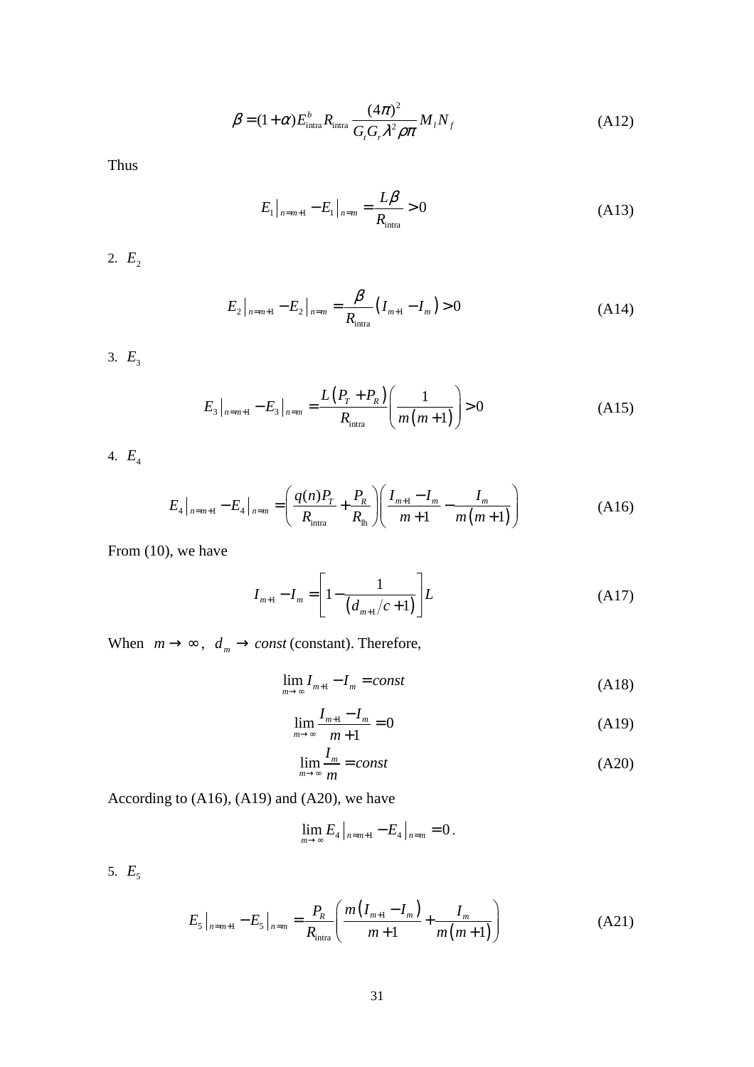$$\beta = (1+\alpha) E_{\text{intra}}^{b} R_{\text{intra}} \frac{(4\pi)^2}{G_t G_r \lambda^2 \rho \pi} M_l N_f \tag{A12}$$

Thus

$$E_1 \big|_{n=m+1} - E_1 \big|_{n=m} = \frac{L\beta}{R_{\text{intra}}} > 0 \tag{A13}$$

2. $E_2$

$$E_2 \big|_{n=m+1} - E_2 \big|_{n=m} = \frac{\beta}{R_{\text{intra}}} \left( I_{m+1} - I_m \right) > 0 \tag{A14}$$

3. $E_3$

$$E_3 \big|_{n=m+1} - E_3 \big|_{n=m} = \frac{L\left(P_T + P_R\right)}{R_{\text{intra}}} \left( \frac{1}{m\left(m+1\right)} \right) > 0 \tag{A15}$$

4. $E_4$

$$E_4 \big|_{n=m+1} - E_4 \big|_{n=m} = \left( \frac{q(n) P_T}{R_{\text{intra}}} + \frac{P_R}{R_{\text{lh}}} \right) \left( \frac{I_{m+1} - I_m}{m+1} - \frac{I_m}{m\left(m+1\right)} \right) \tag{A16}$$

From (10), we have

$$I_{m+1} - I_m = \left[ 1 - \frac{1}{\left(d_{m+1}/c + 1\right)} \right] L \tag{A17}$$

When $m \to \infty$, $d_m \to const$ (constant). Therefore,

$$\lim_{m \to \infty} I_{m+1} - I_m = const \tag{A18}$$

$$\lim_{m \to \infty} \frac{I_{m+1} - I_m}{m+1} = 0 \tag{A19}$$

$$\lim_{m \to \infty} \frac{I_m}{m} = const \tag{A20}$$

According to (A16), (A19) and (A20), we have

$$\lim_{m \to \infty} E_4 \big|_{n=m+1} - E_4 \big|_{n=m} = 0 .$$

5. $E_5$

$$E_5 \big|_{n=m+1} - E_5 \big|_{n=m} = \frac{P_R}{R_{\text{intra}}} \left( \frac{m\left(I_{m+1} - I_m\right)}{m+1} + \frac{I_m}{m\left(m+1\right)} \right) \tag{A21}$$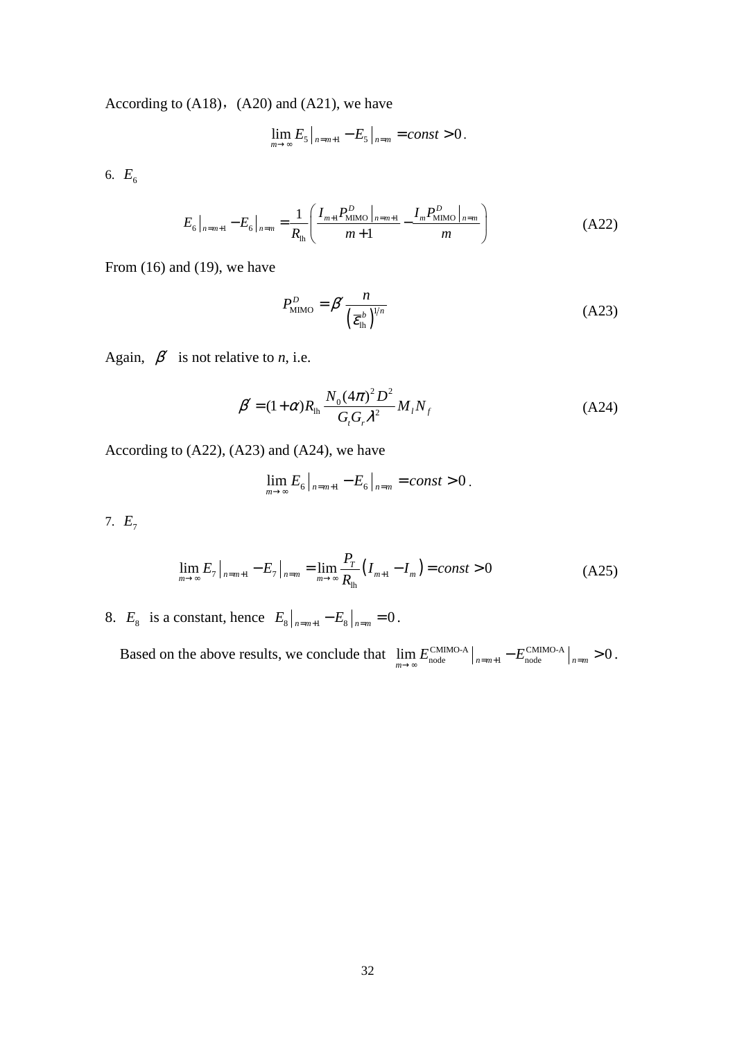According to (A18)，(A20) and (A21), we have

$$\lim_{m\to\infty} E_5\big|_{n=m+1} - E_5\big|_{n=m} = const > 0.$$

6. $E_6$

$$E_6\big|_{n=m+1} - E_6\big|_{n=m} = \frac{1}{R_{\text{lh}}}\left(\frac{I_{m+1}P_{\text{MIMO}}^{D}\big|_{n=m+1}}{m+1} - \frac{I_m P_{\text{MIMO}}^{D}\big|_{n=m}}{m}\right) \tag{A22}$$

From (16) and (19), we have

$$P_{\text{MIMO}}^{D} = \beta' \frac{n}{\left(\bar{\varepsilon}_{\text{lh}}^{b}\right)^{1/n}} \tag{A23}$$

Again, $\beta'$ is not relative to *n*, i.e.

$$\beta' = (1+\alpha)R_{\text{lh}}\frac{N_0(4\pi)^2 D^2}{G_t G_r \lambda^2} M_l N_f \tag{A24}$$

According to (A22), (A23) and (A24), we have

$$\lim_{m\to\infty} E_6\big|_{n=m+1} - E_6\big|_{n=m} = const > 0.$$

7. $E_7$

$$\lim_{m\to\infty} E_7\big|_{n=m+1} - E_7\big|_{n=m} = \lim_{m\to\infty}\frac{P_T}{R_{\text{lh}}}\left(I_{m+1} - I_m\right) = const > 0 \tag{A25}$$

8. $E_8$ is a constant, hence $E_8\big|_{n=m+1} - E_8\big|_{n=m} = 0$.

Based on the above results, we conclude that $\lim_{m\to\infty} E_{\text{node}}^{\text{CMIMO-A}}\big|_{n=m+1} - E_{\text{node}}^{\text{CMIMO-A}}\big|_{n=m} > 0$.